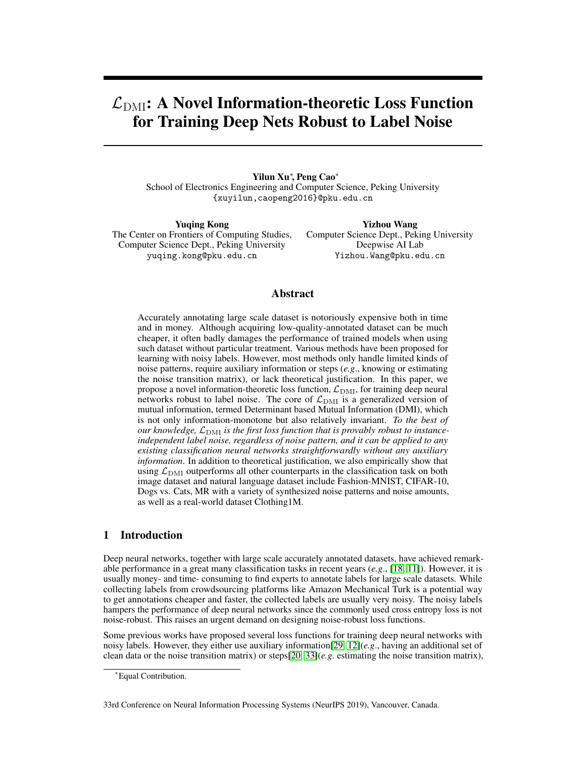# $\mathcal{L}_{\mathrm{DMI}}$: A Novel Information-theoretic Loss Function for Training Deep Nets Robust to Label Noise

**Yilun Xu***, **Peng Cao***
School of Electronics Engineering and Computer Science, Peking University
{xuyilun,caopeng2016}@pku.edu.cn

**Yuqing Kong**
The Center on Frontiers of Computing Studies, Computer Science Dept., Peking University
yuqing.kong@pku.edu.cn

**Yizhou Wang**
Computer Science Dept., Peking University
Deepwise AI Lab
Yizhou.Wang@pku.edu.cn

## Abstract

Accurately annotating large scale dataset is notoriously expensive both in time and in money. Although acquiring low-quality-annotated dataset can be much cheaper, it often badly damages the performance of trained models when using such dataset without particular treatment. Various methods have been proposed for learning with noisy labels. However, most methods only handle limited kinds of noise patterns, require auxiliary information or steps (*e.g.*, knowing or estimating the noise transition matrix), or lack theoretical justification. In this paper, we propose a novel information-theoretic loss function, $\mathcal{L}_{\mathrm{DMI}}$, for training deep neural networks robust to label noise. The core of $\mathcal{L}_{\mathrm{DMI}}$ is a generalized version of mutual information, termed Determinant based Mutual Information (DMI), which is not only information-monotone but also relatively invariant. *To the best of our knowledge, $\mathcal{L}_{\mathrm{DMI}}$ is the first loss function that is provably robust to instance-independent label noise, regardless of noise pattern, and it can be applied to any existing classification neural networks straightforwardly without any auxiliary information*. In addition to theoretical justification, we also empirically show that using $\mathcal{L}_{\mathrm{DMI}}$ outperforms all other counterparts in the classification task on both image dataset and natural language dataset include Fashion-MNIST, CIFAR-10, Dogs vs. Cats, MR with a variety of synthesized noise patterns and noise amounts, as well as a real-world dataset Clothing1M.

## 1 Introduction

Deep neural networks, together with large scale accurately annotated datasets, have achieved remarkable performance in a great many classification tasks in recent years (*e.g.*, [18, 11]). However, it is usually money- and time- consuming to find experts to annotate labels for large scale datasets. While collecting labels from crowdsourcing platforms like Amazon Mechanical Turk is a potential way to get annotations cheaper and faster, the collected labels are usually very noisy. The noisy labels hampers the performance of deep neural networks since the commonly used cross entropy loss is not noise-robust. This raises an urgent demand on designing noise-robust loss functions.

Some previous works have proposed several loss functions for training deep neural networks with noisy labels. However, they either use auxiliary information[29, 12](*e.g.*, having an additional set of clean data or the noise transition matrix) or steps[20, 33](*e.g.* estimating the noise transition matrix),

*Equal Contribution.

33rd Conference on Neural Information Processing Systems (NeurIPS 2019), Vancouver, Canada.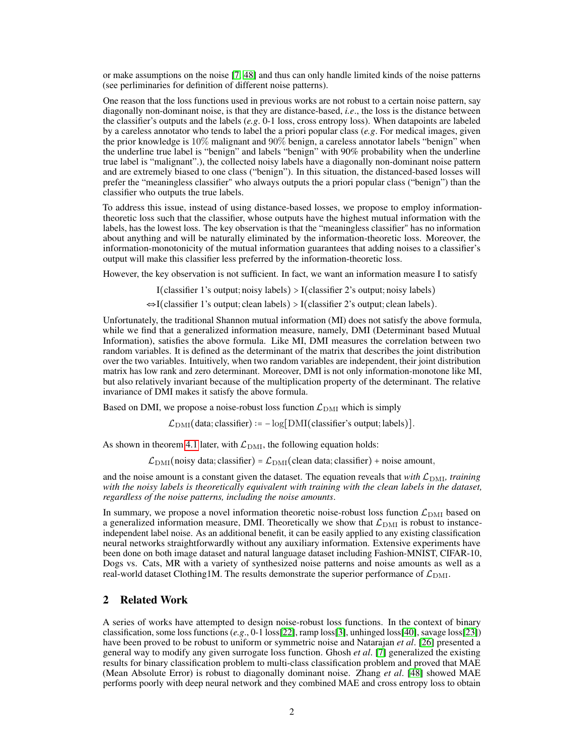or make assumptions on the noise [7, 48] and thus can only handle limited kinds of the noise patterns (see perliminaries for definition of different noise patterns).

One reason that the loss functions used in previous works are not robust to a certain noise pattern, say diagonally non-dominant noise, is that they are distance-based, *i.e*., the loss is the distance between the classifier's outputs and the labels (*e.g*. 0-1 loss, cross entropy loss). When datapoints are labeled by a careless annotator who tends to label the a priori popular class (*e.g*. For medical images, given the prior knowledge is $10\%$ malignant and $90\%$ benign, a careless annotator labels "benign" when the underline true label is "benign" and labels "benign" with 90% probability when the underline true label is "malignant".), the collected noisy labels have a diagonally non-dominant noise pattern and are extremely biased to one class ("benign"). In this situation, the distanced-based losses will prefer the "meaningless classifier" who always outputs the a priori popular class ("benign") than the classifier who outputs the true labels.

To address this issue, instead of using distance-based losses, we propose to employ information-theoretic loss such that the classifier, whose outputs have the highest mutual information with the labels, has the lowest loss. The key observation is that the "meaningless classifier" has no information about anything and will be naturally eliminated by the information-theoretic loss. Moreover, the information-monotonicity of the mutual information guarantees that adding noises to a classifier's output will make this classifier less preferred by the information-theoretic loss.

However, the key observation is not sufficient. In fact, we want an information measure I to satisfy

$$\text{I}(\text{classifier 1's output}; \text{noisy labels}) > \text{I}(\text{classifier 2's output}; \text{noisy labels})$$

$$\Leftrightarrow \text{I}(\text{classifier 1's output}; \text{clean labels}) > \text{I}(\text{classifier 2's output}; \text{clean labels}).$$

Unfortunately, the traditional Shannon mutual information (MI) does not satisfy the above formula, while we find that a generalized information measure, namely, DMI (Determinant based Mutual Information), satisfies the above formula. Like MI, DMI measures the correlation between two random variables. It is defined as the determinant of the matrix that describes the joint distribution over the two variables. Intuitively, when two random variables are independent, their joint distribution matrix has low rank and zero determinant. Moreover, DMI is not only information-monotone like MI, but also relatively invariant because of the multiplication property of the determinant. The relative invariance of DMI makes it satisfy the above formula.

Based on DMI, we propose a noise-robust loss function $\mathcal{L}_{\text{DMI}}$ which is simply

$$\mathcal{L}_{\text{DMI}}(\text{data}; \text{classifier}) := -\log[\text{DMI}(\text{classifier's output}; \text{labels})].$$

As shown in theorem 4.1 later, with $\mathcal{L}_{\text{DMI}}$, the following equation holds:

$$\mathcal{L}_{\text{DMI}}(\text{noisy data}; \text{classifier}) = \mathcal{L}_{\text{DMI}}(\text{clean data}; \text{classifier}) + \text{noise amount},$$

and the noise amount is a constant given the dataset. The equation reveals that *with $\mathcal{L}_{\text{DMI}}$, training with the noisy labels is theoretically equivalent with training with the clean labels in the dataset, regardless of the noise patterns, including the noise amounts*.

In summary, we propose a novel information theoretic noise-robust loss function $\mathcal{L}_{\text{DMI}}$ based on a generalized information measure, DMI. Theoretically we show that $\mathcal{L}_{\text{DMI}}$ is robust to instance-independent label noise. As an additional benefit, it can be easily applied to any existing classification neural networks straightforwardly without any auxiliary information. Extensive experiments have been done on both image dataset and natural language dataset including Fashion-MNIST, CIFAR-10, Dogs vs. Cats, MR with a variety of synthesized noise patterns and noise amounts as well as a real-world dataset Clothing1M. The results demonstrate the superior performance of $\mathcal{L}_{\text{DMI}}$.

## 2 Related Work

A series of works have attempted to design noise-robust loss functions. In the context of binary classification, some loss functions (*e.g*., 0-1 loss[22], ramp loss[3], unhinged loss[40], savage loss[23]) have been proved to be robust to uniform or symmetric noise and Natarajan *et al*. [26] presented a general way to modify any given surrogate loss function. Ghosh *et al*. [7] generalized the existing results for binary classification problem to multi-class classification problem and proved that MAE (Mean Absolute Error) is robust to diagonally dominant noise. Zhang *et al*. [48] showed MAE performs poorly with deep neural network and they combined MAE and cross entropy loss to obtain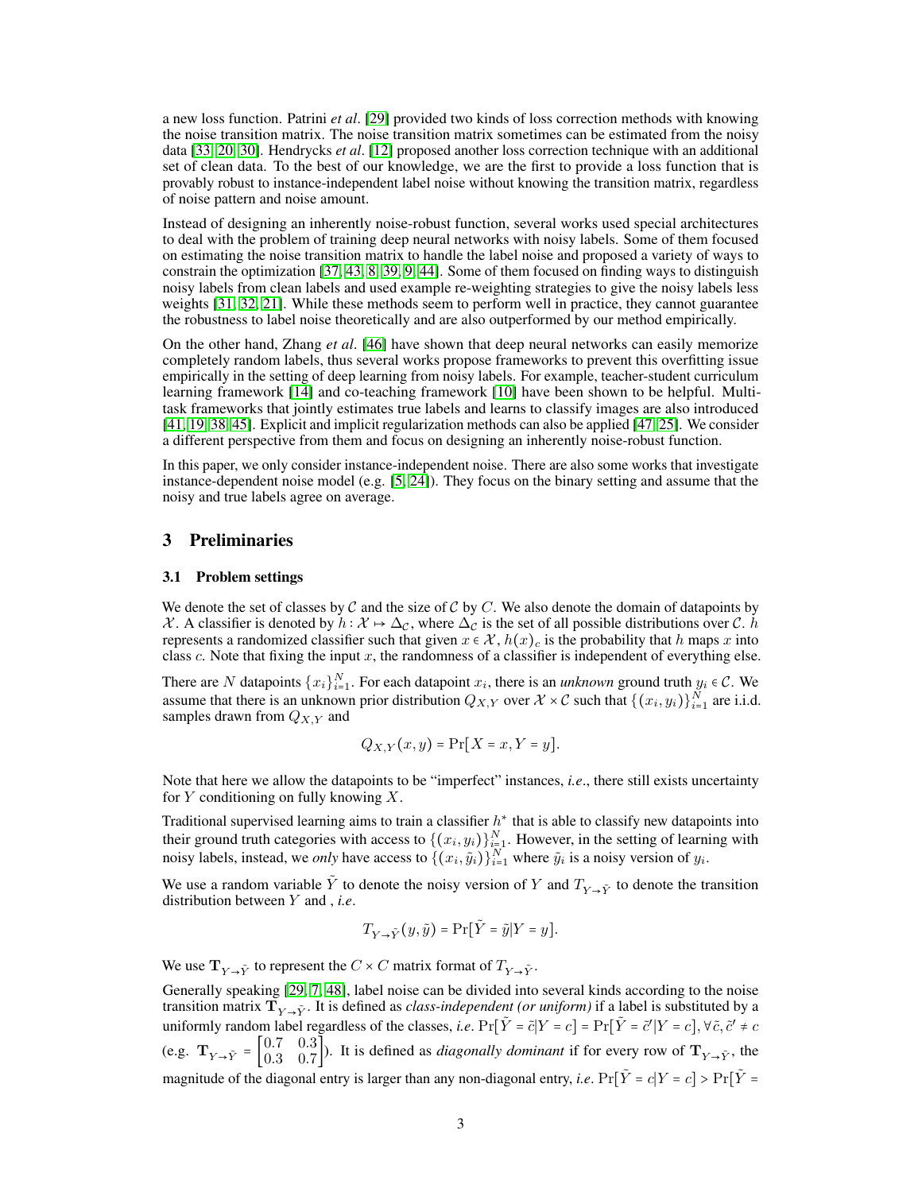a new loss function. Patrini *et al*. [29] provided two kinds of loss correction methods with knowing the noise transition matrix. The noise transition matrix sometimes can be estimated from the noisy data [33, 20, 30]. Hendrycks *et al*. [12] proposed another loss correction technique with an additional set of clean data. To the best of our knowledge, we are the first to provide a loss function that is provably robust to instance-independent label noise without knowing the transition matrix, regardless of noise pattern and noise amount.

Instead of designing an inherently noise-robust function, several works used special architectures to deal with the problem of training deep neural networks with noisy labels. Some of them focused on estimating the noise transition matrix to handle the label noise and proposed a variety of ways to constrain the optimization [37, 43, 8, 39, 9, 44]. Some of them focused on finding ways to distinguish noisy labels from clean labels and used example re-weighting strategies to give the noisy labels less weights [31, 32, 21]. While these methods seem to perform well in practice, they cannot guarantee the robustness to label noise theoretically and are also outperformed by our method empirically.

On the other hand, Zhang *et al*. [46] have shown that deep neural networks can easily memorize completely random labels, thus several works propose frameworks to prevent this overfitting issue empirically in the setting of deep learning from noisy labels. For example, teacher-student curriculum learning framework [14] and co-teaching framework [10] have been shown to be helpful. Multi-task frameworks that jointly estimates true labels and learns to classify images are also introduced [41, 19, 38, 45]. Explicit and implicit regularization methods can also be applied [47, 25]. We consider a different perspective from them and focus on designing an inherently noise-robust function.

In this paper, we only consider instance-independent noise. There are also some works that investigate instance-dependent noise model (e.g. [5, 24]). They focus on the binary setting and assume that the noisy and true labels agree on average.

## 3 Preliminaries

### 3.1 Problem settings

We denote the set of classes by $\mathcal{C}$ and the size of $\mathcal{C}$ by $C$. We also denote the domain of datapoints by $\mathcal{X}$. A classifier is denoted by $h : \mathcal{X} \mapsto \Delta_{\mathcal{C}}$, where $\Delta_{\mathcal{C}}$ is the set of all possible distributions over $\mathcal{C}$. $h$ represents a randomized classifier such that given $x \in \mathcal{X}$, $h(x)_c$ is the probability that $h$ maps $x$ into class $c$. Note that fixing the input $x$, the randomness of a classifier is independent of everything else.

There are $N$ datapoints $\{x_i\}_{i=1}^N$. For each datapoint $x_i$, there is an *unknown* ground truth $y_i \in \mathcal{C}$. We assume that there is an unknown prior distribution $Q_{X,Y}$ over $\mathcal{X} \times \mathcal{C}$ such that $\{(x_i, y_i)\}_{i=1}^N$ are i.i.d. samples drawn from $Q_{X,Y}$ and

$$Q_{X,Y}(x, y) = \Pr[X = x, Y = y].$$

Note that here we allow the datapoints to be "imperfect" instances, *i.e*., there still exists uncertainty for $Y$ conditioning on fully knowing $X$.

Traditional supervised learning aims to train a classifier $h^*$ that is able to classify new datapoints into their ground truth categories with access to $\{(x_i, y_i)\}_{i=1}^N$. However, in the setting of learning with noisy labels, instead, we *only* have access to $\{(x_i, \tilde{y}_i)\}_{i=1}^N$ where $\tilde{y}_i$ is a noisy version of $y_i$.

We use a random variable $\tilde{Y}$ to denote the noisy version of $Y$ and $T_{Y \to \tilde{Y}}$ to denote the transition distribution between $Y$ and , *i.e*.

$$T_{Y \to \tilde{Y}}(y, \tilde{y}) = \Pr[\tilde{Y} = \tilde{y} | Y = y].$$

We use $\mathbf{T}_{Y \to \tilde{Y}}$ to represent the $C \times C$ matrix format of $T_{Y \to \tilde{Y}}$.

Generally speaking [29, 7, 48], label noise can be divided into several kinds according to the noise transition matrix $\mathbf{T}_{Y \to \tilde{Y}}$. It is defined as *class-independent (or uniform)* if a label is substituted by a uniformly random label regardless of the classes, *i.e*. $\Pr[\tilde{Y} = \tilde{c} | Y = c] = \Pr[\tilde{Y} = \tilde{c}' | Y = c], \forall \tilde{c}, \tilde{c}' \neq c$ (e.g. $\mathbf{T}_{Y \to \tilde{Y}} = \begin{bmatrix} 0.7 & 0.3 \\ 0.3 & 0.7 \end{bmatrix}$). It is defined as *diagonally dominant* if for every row of $\mathbf{T}_{Y \to \tilde{Y}}$, the magnitude of the diagonal entry is larger than any non-diagonal entry, *i.e*. $\Pr[\tilde{Y} = c | Y = c] > \Pr[\tilde{Y} =$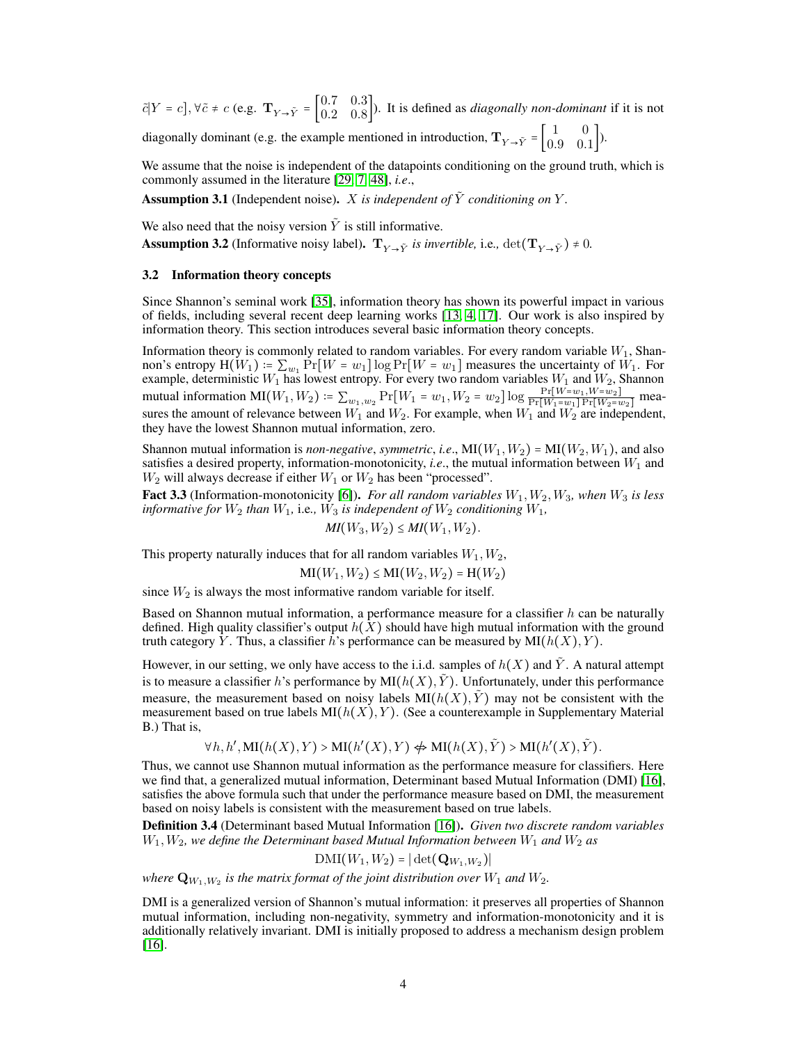$\tilde{c}|Y = c], \forall \tilde{c} \neq c$ (e.g. $\mathbf{T}_{Y \to \tilde{Y}} = \begin{bmatrix} 0.7 & 0.3 \\ 0.2 & 0.8 \end{bmatrix}$). It is defined as *diagonally non-dominant* if it is not diagonally dominant (e.g. the example mentioned in introduction, $\mathbf{T}_{Y \to \tilde{Y}} = \begin{bmatrix} 1 & 0 \\ 0.9 & 0.1 \end{bmatrix}$).

We assume that the noise is independent of the datapoints conditioning on the ground truth, which is commonly assumed in the literature [29, 7, 48], *i.e.*,

**Assumption 3.1** (Independent noise). *$X$ is independent of $\tilde{Y}$ conditioning on $Y$.*

We also need that the noisy version $\tilde{Y}$ is still informative.

**Assumption 3.2** (Informative noisy label). *$\mathbf{T}_{Y \to \tilde{Y}}$ is invertible,* i.e.*, $\det(\mathbf{T}_{Y \to \tilde{Y}}) \neq 0$.*

### 3.2 Information theory concepts

Since Shannon's seminal work [35], information theory has shown its powerful impact in various of fields, including several recent deep learning works [13, 4, 17]. Our work is also inspired by information theory. This section introduces several basic information theory concepts.

Information theory is commonly related to random variables. For every random variable $W_1$, Shannon's entropy $\mathrm{H}(W_1) \coloneqq \sum_{w_1} \Pr[W = w_1] \log \Pr[W = w_1]$ measures the uncertainty of $W_1$. For example, deterministic $W_1$ has lowest entropy. For every two random variables $W_1$ and $W_2$, Shannon mutual information $\mathrm{MI}(W_1, W_2) \coloneqq \sum_{w_1, w_2} \Pr[W_1 = w_1, W_2 = w_2] \log \frac{\Pr[W = w_1, W = w_2]}{\Pr[W_1 = w_1] \Pr[W_2 = w_2]}$ measures the amount of relevance between $W_1$ and $W_2$. For example, when $W_1$ and $W_2$ are independent, they have the lowest Shannon mutual information, zero.

Shannon mutual information is *non-negative*, *symmetric*, *i.e.*, $\mathrm{MI}(W_1, W_2) = \mathrm{MI}(W_2, W_1)$, and also satisfies a desired property, information-monotonicity, *i.e.*, the mutual information between $W_1$ and $W_2$ will always decrease if either $W_1$ or $W_2$ has been "processed".

**Fact 3.3** (Information-monotonicity [6]). *For all random variables $W_1, W_2, W_3$, when $W_3$ is less informative for $W_2$ than $W_1$,* i.e.*, $W_3$ is independent of $W_2$ conditioning $W_1$,*

$$MI(W_3, W_2) \leq MI(W_1, W_2).$$

This property naturally induces that for all random variables $W_1, W_2$,

$$\mathrm{MI}(W_1, W_2) \leq \mathrm{MI}(W_2, W_2) = \mathrm{H}(W_2)$$

since $W_2$ is always the most informative random variable for itself.

Based on Shannon mutual information, a performance measure for a classifier $h$ can be naturally defined. High quality classifier's output $h(X)$ should have high mutual information with the ground truth category $Y$. Thus, a classifier $h$'s performance can be measured by $\mathrm{MI}(h(X), Y)$.

However, in our setting, we only have access to the i.i.d. samples of $h(X)$ and $\tilde{Y}$. A natural attempt is to measure a classifier $h$'s performance by $\mathrm{MI}(h(X), \tilde{Y})$. Unfortunately, under this performance measure, the measurement based on noisy labels $\mathrm{MI}(h(X), \tilde{Y})$ may not be consistent with the measurement based on true labels $\mathrm{MI}(h(X), Y)$. (See a counterexample in Supplementary Material B.) That is,

$$\forall h, h', \mathrm{MI}(h(X), Y) > \mathrm{MI}(h'(X), Y) \not\Leftrightarrow \mathrm{MI}(h(X), \tilde{Y}) > \mathrm{MI}(h'(X), \tilde{Y}).$$

Thus, we cannot use Shannon mutual information as the performance measure for classifiers. Here we find that, a generalized mutual information, Determinant based Mutual Information (DMI) [16], satisfies the above formula such that under the performance measure based on DMI, the measurement based on noisy labels is consistent with the measurement based on true labels.

**Definition 3.4** (Determinant based Mutual Information [16]). *Given two discrete random variables $W_1, W_2$, we define the Determinant based Mutual Information between $W_1$ and $W_2$ as*

$$\mathrm{DMI}(W_1, W_2) = |\det(\mathbf{Q}_{W_1, W_2})|$$

*where $\mathbf{Q}_{W_1, W_2}$ is the matrix format of the joint distribution over $W_1$ and $W_2$.*

DMI is a generalized version of Shannon's mutual information: it preserves all properties of Shannon mutual information, including non-negativity, symmetry and information-monotonicity and it is additionally relatively invariant. DMI is initially proposed to address a mechanism design problem [16].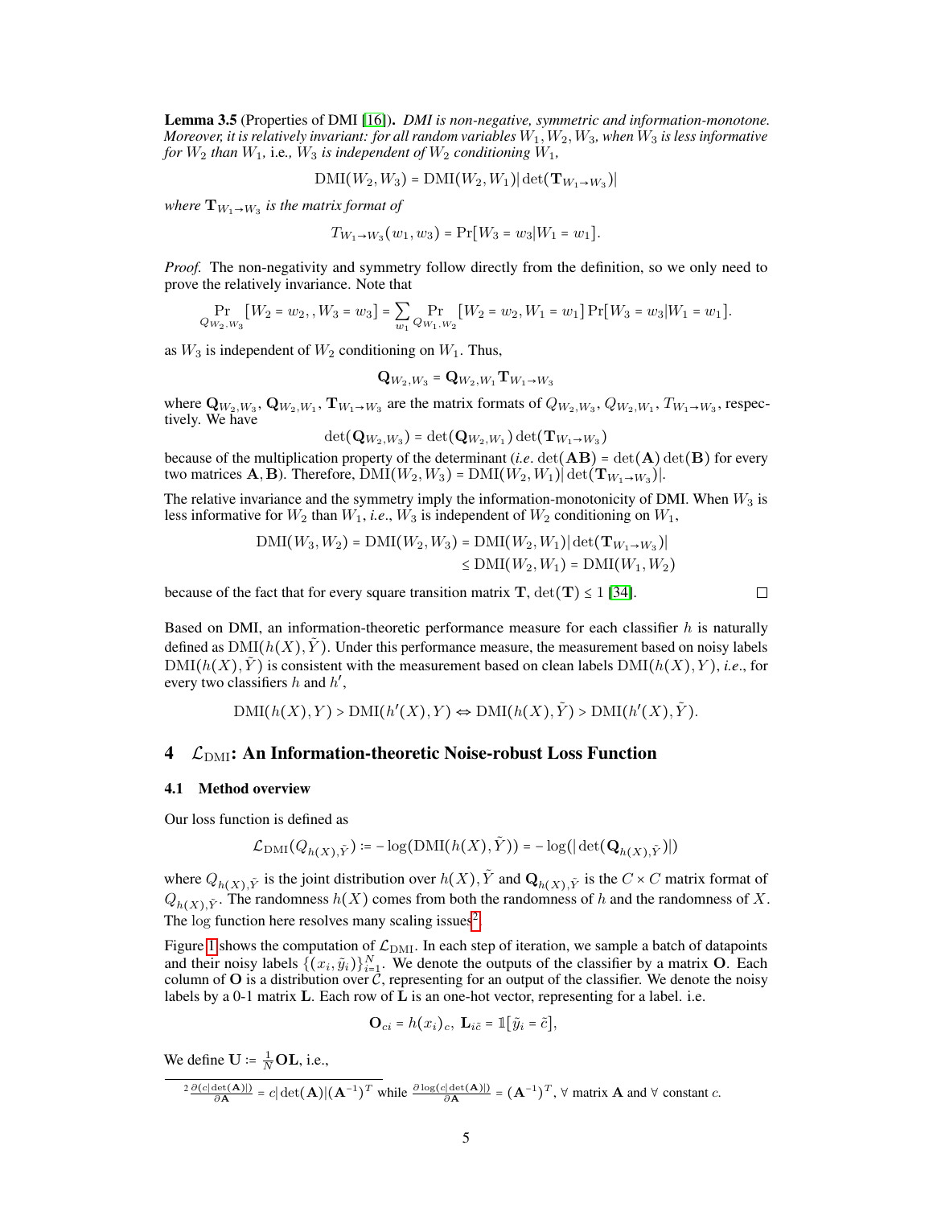**Lemma 3.5** (Properties of DMI [16]). *DMI is non-negative, symmetric and information-monotone. Moreover, it is relatively invariant: for all random variables $W_1, W_2, W_3$, when $W_3$ is less informative for $W_2$ than $W_1$,* i.e.*, $W_3$ is independent of $W_2$ conditioning $W_1$,*

$$\mathrm{DMI}(W_2, W_3) = \mathrm{DMI}(W_2, W_1)|\det(\mathbf{T}_{W_1 \to W_3})|$$

*where $\mathbf{T}_{W_1 \to W_3}$ is the matrix format of*

$$T_{W_1 \to W_3}(w_1, w_3) = \Pr[W_3 = w_3 | W_1 = w_1].$$

*Proof.* The non-negativity and symmetry follow directly from the definition, so we only need to prove the relatively invariance. Note that

$$\Pr_{Q_{W_2,W_3}}[W_2 = w_2, , W_3 = w_3] = \sum_{w_1} \Pr_{Q_{W_1,W_2}}[W_2 = w_2, W_1 = w_1] \Pr[W_3 = w_3 | W_1 = w_1].$$

as $W_3$ is independent of $W_2$ conditioning on $W_1$. Thus,

$$\mathbf{Q}_{W_2,W_3} = \mathbf{Q}_{W_2,W_1} \mathbf{T}_{W_1 \to W_3}$$

where $\mathbf{Q}_{W_2,W_3}$, $\mathbf{Q}_{W_2,W_1}$, $\mathbf{T}_{W_1 \to W_3}$ are the matrix formats of $Q_{W_2,W_3}$, $Q_{W_2,W_1}$, $T_{W_1 \to W_3}$, respectively. We have

$$\det(\mathbf{Q}_{W_2,W_3}) = \det(\mathbf{Q}_{W_2,W_1}) \det(\mathbf{T}_{W_1 \to W_3})$$

because of the multiplication property of the determinant (*i.e.* $\det(\mathbf{AB}) = \det(\mathbf{A})\det(\mathbf{B})$ for every two matrices $\mathbf{A}, \mathbf{B}$). Therefore, $\mathrm{DMI}(W_2, W_3) = \mathrm{DMI}(W_2, W_1)|\det(\mathbf{T}_{W_1 \to W_3})|$.

The relative invariance and the symmetry imply the information-monotonicity of DMI. When $W_3$ is less informative for $W_2$ than $W_1$, *i.e.*, $W_3$ is independent of $W_2$ conditioning on $W_1$,

$$\begin{aligned}\mathrm{DMI}(W_3, W_2) = \mathrm{DMI}(W_2, W_3) &= \mathrm{DMI}(W_2, W_1)|\det(\mathbf{T}_{W_1 \to W_3})| \\ &\leq \mathrm{DMI}(W_2, W_1) = \mathrm{DMI}(W_1, W_2)\end{aligned}$$

because of the fact that for every square transition matrix $\mathbf{T}$, $\det(\mathbf{T}) \leq 1$ [34]. ∎

Based on DMI, an information-theoretic performance measure for each classifier $h$ is naturally defined as $\mathrm{DMI}(h(X), \tilde{Y})$. Under this performance measure, the measurement based on noisy labels $\mathrm{DMI}(h(X), \tilde{Y})$ is consistent with the measurement based on clean labels $\mathrm{DMI}(h(X), Y)$, *i.e.*, for every two classifiers $h$ and $h'$,

$$\mathrm{DMI}(h(X), Y) > \mathrm{DMI}(h'(X), Y) \Leftrightarrow \mathrm{DMI}(h(X), \tilde{Y}) > \mathrm{DMI}(h'(X), \tilde{Y}).$$

# 4 $\mathcal{L}_{\mathrm{DMI}}$: An Information-theoretic Noise-robust Loss Function

## 4.1 Method overview

Our loss function is defined as

$$\mathcal{L}_{\mathrm{DMI}}(Q_{h(X),\tilde{Y}}) := -\log(\mathrm{DMI}(h(X), \tilde{Y})) = -\log(|\det(\mathbf{Q}_{h(X),\tilde{Y}})|)$$

where $Q_{h(X),\tilde{Y}}$ is the joint distribution over $h(X), \tilde{Y}$ and $\mathbf{Q}_{h(X),\tilde{Y}}$ is the $C \times C$ matrix format of $Q_{h(X),\tilde{Y}}$. The randomness $h(X)$ comes from both the randomness of $h$ and the randomness of $X$. The $\log$ function here resolves many scaling issues[2].

Figure 1 shows the computation of $\mathcal{L}_{\mathrm{DMI}}$. In each step of iteration, we sample a batch of datapoints and their noisy labels $\{(x_i, \tilde{y}_i)\}_{i=1}^{N}$. We denote the outputs of the classifier by a matrix $\mathbf{O}$. Each column of $\mathbf{O}$ is a distribution over $\mathcal{C}$, representing for an output of the classifier. We denote the noisy labels by a 0-1 matrix $\mathbf{L}$. Each row of $\mathbf{L}$ is an one-hot vector, representing for a label. i.e.

$$\mathbf{O}_{ci} = h(x_i)_c, \ \mathbf{L}_{i\tilde{c}} = \mathbb{1}[\tilde{y}_i = \tilde{c}],$$

We define $\mathbf{U} := \frac{1}{N}\mathbf{OL}$, i.e.,

[2] $\frac{\partial(c|\det(\mathbf{A})|)}{\partial \mathbf{A}} = c|\det(\mathbf{A})|(\mathbf{A}^{-1})^T$ while $\frac{\partial \log(c|\det(\mathbf{A})|)}{\partial \mathbf{A}} = (\mathbf{A}^{-1})^T$, $\forall$ matrix $\mathbf{A}$ and $\forall$ constant $c$.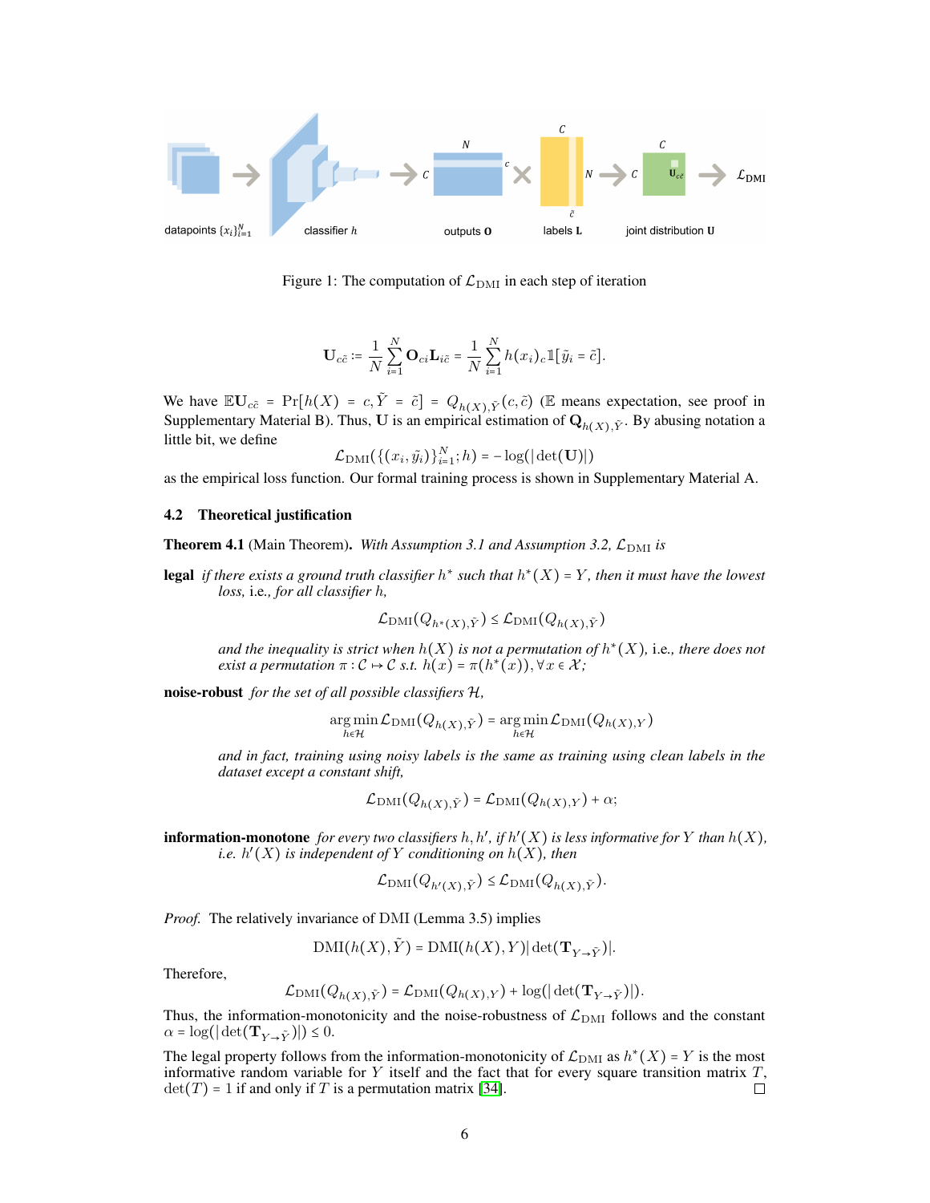Figure 1: The computation of $\mathcal{L}_{\text{DMI}}$ in each step of iteration

$$\mathbf{U}_{c\tilde{c}} := \frac{1}{N}\sum_{i=1}^{N} \mathbf{O}_{ci}\mathbf{L}_{i\tilde{c}} = \frac{1}{N}\sum_{i=1}^{N} h(x_i)_c \mathbb{1}[\tilde{y}_i = \tilde{c}].$$

We have $\mathbb{E}\mathbf{U}_{c\tilde{c}} = \Pr[h(X) = c, \tilde{Y} = \tilde{c}] = Q_{h(X),\tilde{Y}}(c,\tilde{c})$ ($\mathbb{E}$ means expectation, see proof in Supplementary Material B). Thus, $\mathbf{U}$ is an empirical estimation of $\mathbf{Q}_{h(X),\tilde{Y}}$. By abusing notation a little bit, we define

$$\mathcal{L}_{\text{DMI}}(\{(x_i, \tilde{y}_i)\}_{i=1}^{N}; h) = -\log(|\det(\mathbf{U})|)$$

as the empirical loss function. Our formal training process is shown in Supplementary Material A.

### 4.2 Theoretical justification

**Theorem 4.1** (Main Theorem). *With Assumption 3.1 and Assumption 3.2, $\mathcal{L}_{\text{DMI}}$ is*

**legal** *if there exists a ground truth classifier $h^*$ such that $h^*(X) = Y$, then it must have the lowest loss,* i.e.*, for all classifier $h$,*

$$\mathcal{L}_{\text{DMI}}(Q_{h^*(X),\tilde{Y}}) \leq \mathcal{L}_{\text{DMI}}(Q_{h(X),\tilde{Y}})$$

*and the inequality is strict when $h(X)$ is not a permutation of $h^*(X)$,* i.e.*, there does not exist a permutation $\pi : \mathcal{C} \mapsto \mathcal{C}$ s.t. $h(x) = \pi(h^*(x)), \forall x \in \mathcal{X}$;*

**noise-robust** *for the set of all possible classifiers $\mathcal{H}$,*

$$\arg\min_{h\in\mathcal{H}} \mathcal{L}_{\text{DMI}}(Q_{h(X),\tilde{Y}}) = \arg\min_{h\in\mathcal{H}} \mathcal{L}_{\text{DMI}}(Q_{h(X),Y})$$

*and in fact, training using noisy labels is the same as training using clean labels in the dataset except a constant shift,*

$$\mathcal{L}_{\text{DMI}}(Q_{h(X),\tilde{Y}}) = \mathcal{L}_{\text{DMI}}(Q_{h(X),Y}) + \alpha;$$

**information-monotone** *for every two classifiers $h, h'$, if $h'(X)$ is less informative for $Y$ than $h(X)$, i.e. $h'(X)$ is independent of $Y$ conditioning on $h(X)$, then*

$$\mathcal{L}_{\text{DMI}}(Q_{h'(X),\tilde{Y}}) \leq \mathcal{L}_{\text{DMI}}(Q_{h(X),\tilde{Y}}).$$

*Proof.* The relatively invariance of DMI (Lemma 3.5) implies

$$\text{DMI}(h(X), \tilde{Y}) = \text{DMI}(h(X), Y)|\det(\mathbf{T}_{Y\to\tilde{Y}})|.$$

Therefore,

$$\mathcal{L}_{\text{DMI}}(Q_{h(X),\tilde{Y}}) = \mathcal{L}_{\text{DMI}}(Q_{h(X),Y}) + \log(|\det(\mathbf{T}_{Y\to\tilde{Y}})|).$$

Thus, the information-monotonicity and the noise-robustness of $\mathcal{L}_{\text{DMI}}$ follows and the constant $\alpha = \log(|\det(\mathbf{T}_{Y\to\tilde{Y}})|) \leq 0$.

The legal property follows from the information-monotonicity of $\mathcal{L}_{\text{DMI}}$ as $h^*(X) = Y$ is the most informative random variable for $Y$ itself and the fact that for every square transition matrix $T$, $\det(T) = 1$ if and only if $T$ is a permutation matrix [34]. ☐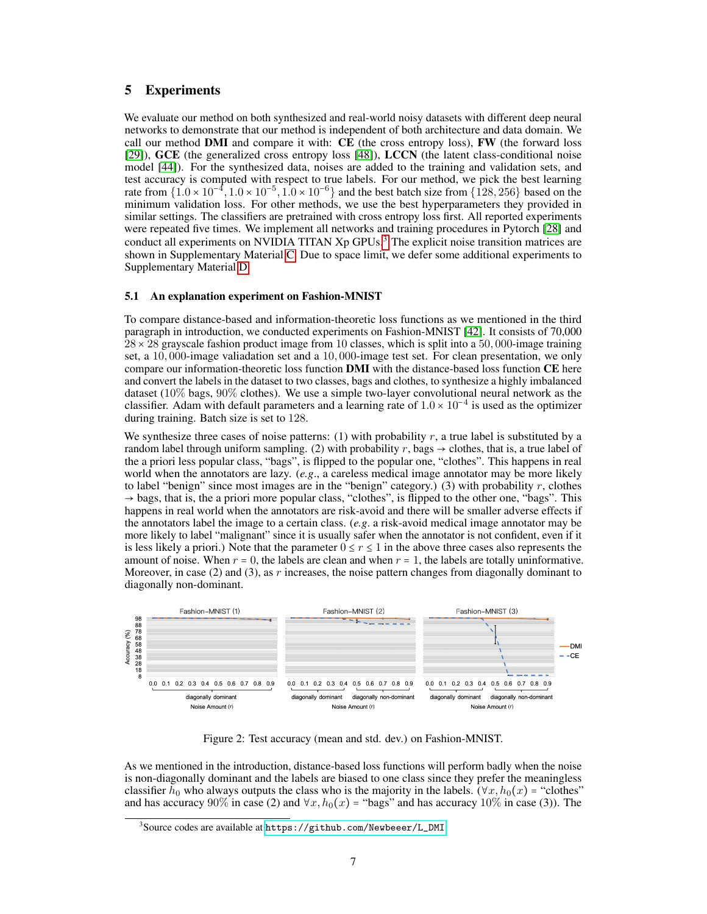## 5 Experiments

We evaluate our method on both synthesized and real-world noisy datasets with different deep neural networks to demonstrate that our method is independent of both architecture and data domain. We call our method **DMI** and compare it with: **CE** (the cross entropy loss), **FW** (the forward loss [29]), **GCE** (the generalized cross entropy loss [48]), **LCCN** (the latent class-conditional noise model [44]). For the synthesized data, noises are added to the training and validation sets, and test accuracy is computed with respect to true labels. For our method, we pick the best learning rate from $\{1.0 \times 10^{-4}, 1.0 \times 10^{-5}, 1.0 \times 10^{-6}\}$ and the best batch size from $\{128, 256\}$ based on the minimum validation loss. For other methods, we use the best hyperparameters they provided in similar settings. The classifiers are pretrained with cross entropy loss first. All reported experiments were repeated five times. We implement all networks and training procedures in Pytorch [28] and conduct all experiments on NVIDIA TITAN Xp GPUs.[3] The explicit noise transition matrices are shown in Supplementary Material C. Due to space limit, we defer some additional experiments to Supplementary Material D.

### 5.1 An explanation experiment on Fashion-MNIST

To compare distance-based and information-theoretic loss functions as we mentioned in the third paragraph in introduction, we conducted experiments on Fashion-MNIST [42]. It consists of 70,000 $28 \times 28$ grayscale fashion product image from 10 classes, which is split into a $50,000$-image training set, a $10,000$-image valiadation set and a $10,000$-image test set. For clean presentation, we only compare our information-theoretic loss function **DMI** with the distance-based loss function **CE** here and convert the labels in the dataset to two classes, bags and clothes, to synthesize a highly imbalanced dataset (10% bags, 90% clothes). We use a simple two-layer convolutional neural network as the classifier. Adam with default parameters and a learning rate of $1.0 \times 10^{-4}$ is used as the optimizer during training. Batch size is set to 128.

We synthesize three cases of noise patterns: (1) with probability $r$, a true label is substituted by a random label through uniform sampling. (2) with probability $r$, bags $\rightarrow$ clothes, that is, a true label of the a priori less popular class, "bags", is flipped to the popular one, "clothes". This happens in real world when the annotators are lazy. (*e.g.*, a careless medical image annotator may be more likely to label "benign" since most images are in the "benign" category.) (3) with probability $r$, clothes $\rightarrow$ bags, that is, the a priori more popular class, "clothes", is flipped to the other one, "bags". This happens in real world when the annotators are risk-avoid and there will be smaller adverse effects if the annotators label the image to a certain class. (*e.g.* a risk-avoid medical image annotator may be more likely to label "malignant" since it is usually safer when the annotator is not confident, even if it is less likely a priori.) Note that the parameter $0 \leq r \leq 1$ in the above three cases also represents the amount of noise. When $r = 0$, the labels are clean and when $r = 1$, the labels are totally uninformative. Moreover, in case (2) and (3), as $r$ increases, the noise pattern changes from diagonally dominant to diagonally non-dominant.

Figure 2: Test accuracy (mean and std. dev.) on Fashion-MNIST.

As we mentioned in the introduction, distance-based loss functions will perform badly when the noise is non-diagonally dominant and the labels are biased to one class since they prefer the meaningless classifier $h_0$ who always outputs the class who is the majority in the labels. ($\forall x, h_0(x)$ = "clothes" and has accuracy 90% in case (2) and $\forall x, h_0(x)$ = "bags" and has accuracy 10% in case (3)). The

[3] Source codes are available at https://github.com/Newbeeer/L_DMI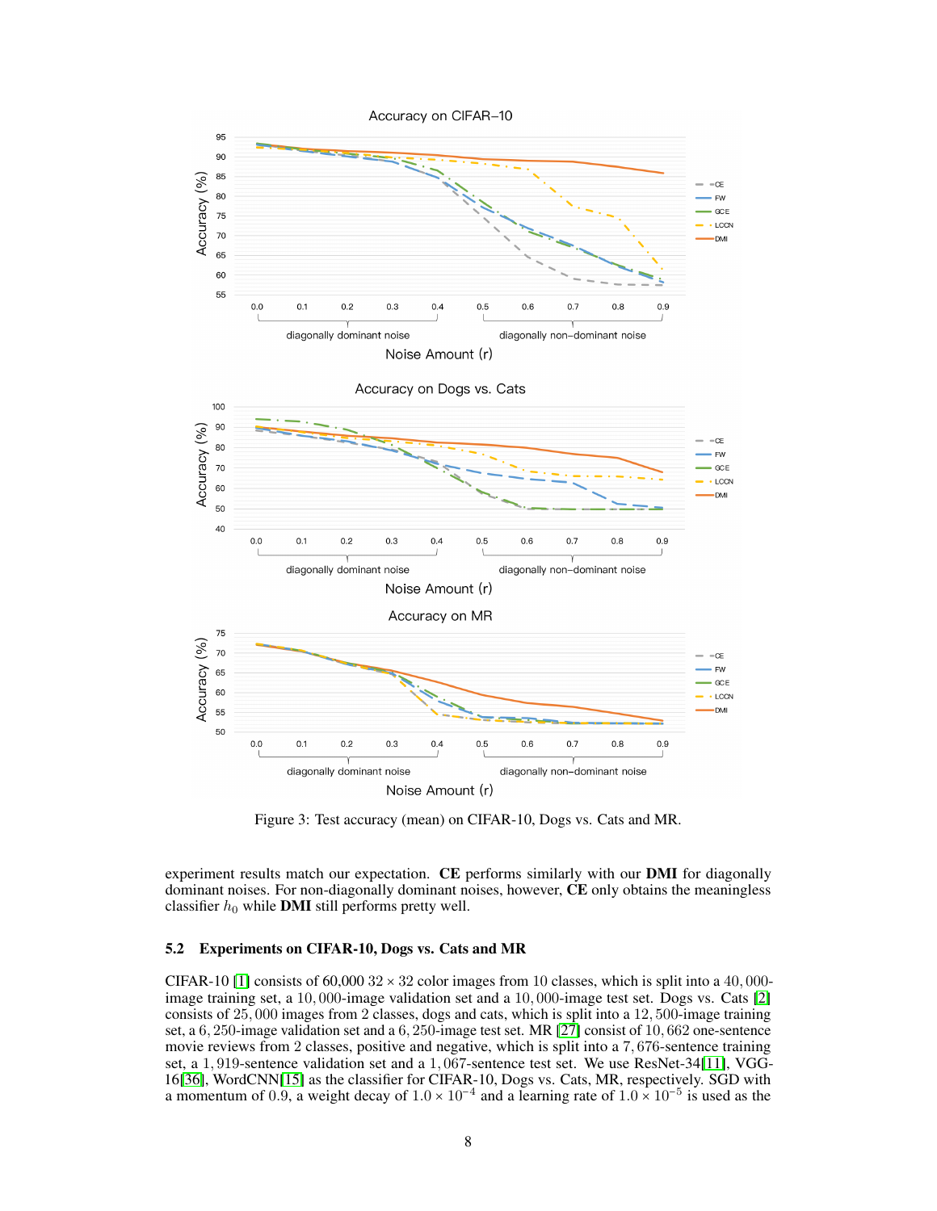Figure 3: Test accuracy (mean) on CIFAR-10, Dogs vs. Cats and MR.

experiment results match our expectation. **CE** performs similarly with our **DMI** for diagonally dominant noises. For non-diagonally dominant noises, however, **CE** only obtains the meaningless classifier $h_0$ while **DMI** still performs pretty well.

### 5.2 Experiments on CIFAR-10, Dogs vs. Cats and MR

CIFAR-10 [1] consists of 60,000 $32 \times 32$ color images from 10 classes, which is split into a $40,000$-image training set, a $10,000$-image validation set and a $10,000$-image test set. Dogs vs. Cats [2] consists of $25,000$ images from 2 classes, dogs and cats, which is split into a $12,500$-image training set, a $6,250$-image validation set and a $6,250$-image test set. MR [27] consist of $10,662$ one-sentence movie reviews from 2 classes, positive and negative, which is split into a $7,676$-sentence training set, a $1,919$-sentence validation set and a $1,067$-sentence test set. We use ResNet-34[11], VGG-16[36], WordCNN[15] as the classifier for CIFAR-10, Dogs vs. Cats, MR, respectively. SGD with a momentum of 0.9, a weight decay of $1.0 \times 10^{-4}$ and a learning rate of $1.0 \times 10^{-5}$ is used as the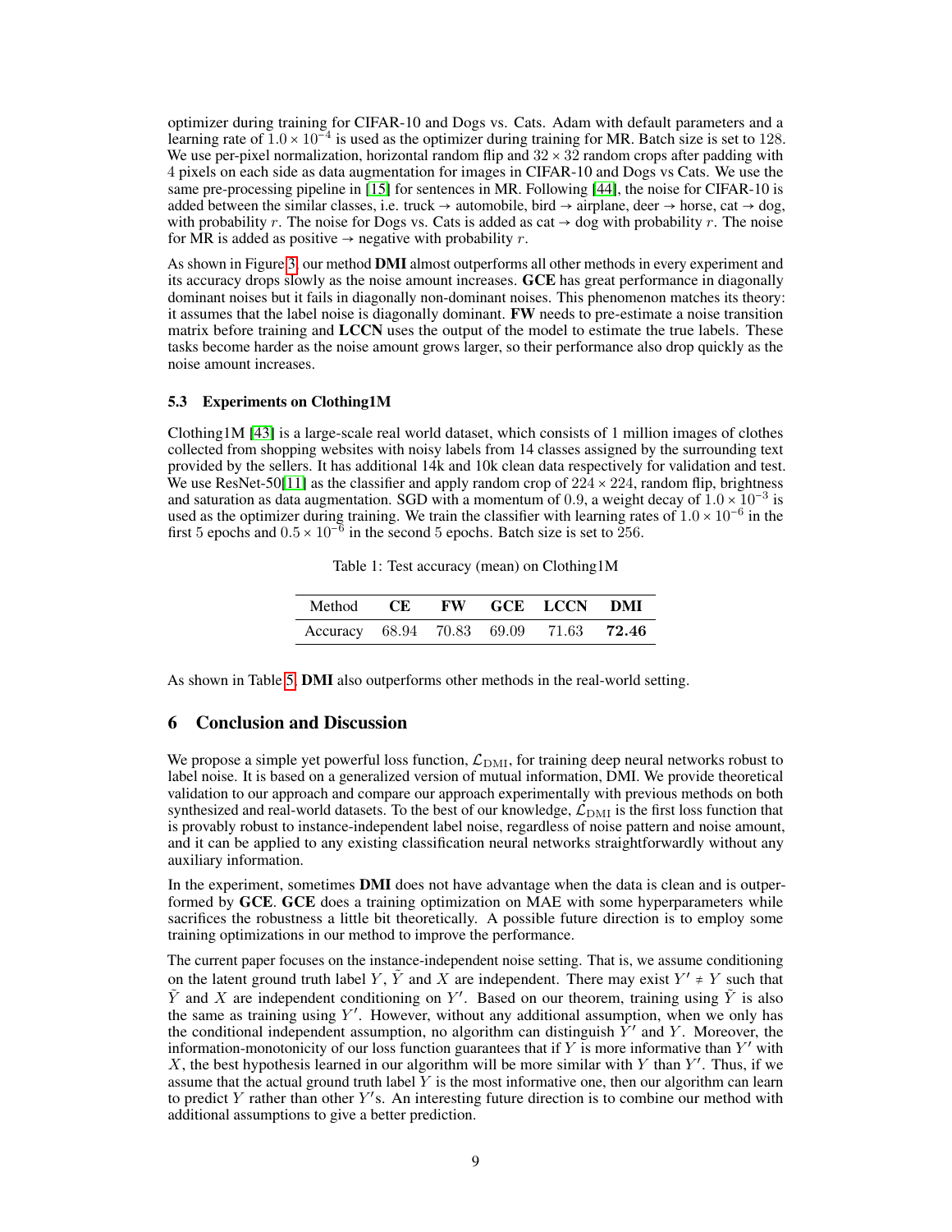optimizer during training for CIFAR-10 and Dogs vs. Cats. Adam with default parameters and a learning rate of $1.0 \times 10^{-4}$ is used as the optimizer during training for MR. Batch size is set to 128. We use per-pixel normalization, horizontal random flip and $32 \times 32$ random crops after padding with 4 pixels on each side as data augmentation for images in CIFAR-10 and Dogs vs Cats. We use the same pre-processing pipeline in [15] for sentences in MR. Following [44], the noise for CIFAR-10 is added between the similar classes, i.e. truck → automobile, bird → airplane, deer → horse, cat → dog, with probability $r$. The noise for Dogs vs. Cats is added as cat → dog with probability $r$. The noise for MR is added as positive → negative with probability $r$.

As shown in Figure 3, our method **DMI** almost outperforms all other methods in every experiment and its accuracy drops slowly as the noise amount increases. **GCE** has great performance in diagonally dominant noises but it fails in diagonally non-dominant noises. This phenomenon matches its theory: it assumes that the label noise is diagonally dominant. **FW** needs to pre-estimate a noise transition matrix before training and **LCCN** uses the output of the model to estimate the true labels. These tasks become harder as the noise amount grows larger, so their performance also drop quickly as the noise amount increases.

### 5.3 Experiments on Clothing1M

Clothing1M [43] is a large-scale real world dataset, which consists of 1 million images of clothes collected from shopping websites with noisy labels from 14 classes assigned by the surrounding text provided by the sellers. It has additional 14k and 10k clean data respectively for validation and test. We use ResNet-50[11] as the classifier and apply random crop of $224 \times 224$, random flip, brightness and saturation as data augmentation. SGD with a momentum of 0.9, a weight decay of $1.0 \times 10^{-3}$ is used as the optimizer during training. We train the classifier with learning rates of $1.0 \times 10^{-6}$ in the first 5 epochs and $0.5 \times 10^{-6}$ in the second 5 epochs. Batch size is set to 256.

Table 1: Test accuracy (mean) on Clothing1M

| Method | CE | FW | GCE | LCCN | DMI |
|---|---|---|---|---|---|
| Accuracy | 68.94 | 70.83 | 69.09 | 71.63 | **72.46** |

As shown in Table 5, **DMI** also outperforms other methods in the real-world setting.

## 6 Conclusion and Discussion

We propose a simple yet powerful loss function, $\mathcal{L}_{\text{DMI}}$, for training deep neural networks robust to label noise. It is based on a generalized version of mutual information, DMI. We provide theoretical validation to our approach and compare our approach experimentally with previous methods on both synthesized and real-world datasets. To the best of our knowledge, $\mathcal{L}_{\text{DMI}}$ is the first loss function that is provably robust to instance-independent label noise, regardless of noise pattern and noise amount, and it can be applied to any existing classification neural networks straightforwardly without any auxiliary information.

In the experiment, sometimes **DMI** does not have advantage when the data is clean and is outperformed by **GCE**. **GCE** does a training optimization on MAE with some hyperparameters while sacrifices the robustness a little bit theoretically. A possible future direction is to employ some training optimizations in our method to improve the performance.

The current paper focuses on the instance-independent noise setting. That is, we assume conditioning on the latent ground truth label $Y$, $\tilde{Y}$ and $X$ are independent. There may exist $Y' \neq Y$ such that $\tilde{Y}$ and $X$ are independent conditioning on $Y'$. Based on our theorem, training using $\tilde{Y}$ is also the same as training using $Y'$. However, without any additional assumption, when we only has the conditional independent assumption, no algorithm can distinguish $Y'$ and $Y$. Moreover, the information-monotonicity of our loss function guarantees that if $Y$ is more informative than $Y'$ with $X$, the best hypothesis learned in our algorithm will be more similar with $Y$ than $Y'$. Thus, if we assume that the actual ground truth label $Y$ is the most informative one, then our algorithm can learn to predict $Y$ rather than other $Y'$s. An interesting future direction is to combine our method with additional assumptions to give a better prediction.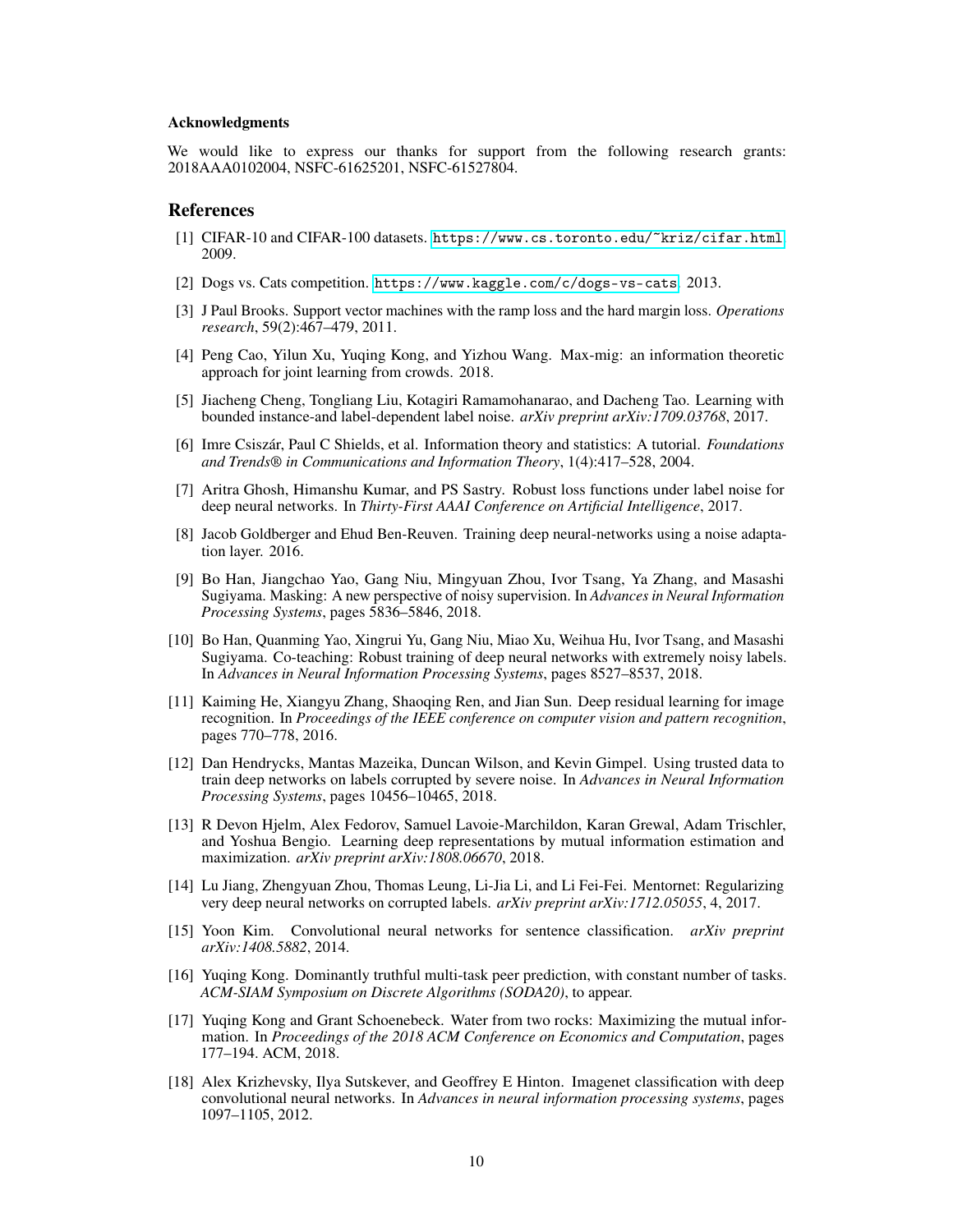#### Acknowledgments

We would like to express our thanks for support from the following research grants: 2018AAA0102004, NSFC-61625201, NSFC-61527804.

## References

[1] CIFAR-10 and CIFAR-100 datasets. https://www.cs.toronto.edu/~kriz/cifar.html, 2009.

[2] Dogs vs. Cats competition. https://www.kaggle.com/c/dogs-vs-cats, 2013.

[3] J Paul Brooks. Support vector machines with the ramp loss and the hard margin loss. *Operations research*, 59(2):467–479, 2011.

[4] Peng Cao, Yilun Xu, Yuqing Kong, and Yizhou Wang. Max-mig: an information theoretic approach for joint learning from crowds. 2018.

[5] Jiacheng Cheng, Tongliang Liu, Kotagiri Ramamohanarao, and Dacheng Tao. Learning with bounded instance-and label-dependent label noise. *arXiv preprint arXiv:1709.03768*, 2017.

[6] Imre Csiszár, Paul C Shields, et al. Information theory and statistics: A tutorial. *Foundations and Trends® in Communications and Information Theory*, 1(4):417–528, 2004.

[7] Aritra Ghosh, Himanshu Kumar, and PS Sastry. Robust loss functions under label noise for deep neural networks. In *Thirty-First AAAI Conference on Artificial Intelligence*, 2017.

[8] Jacob Goldberger and Ehud Ben-Reuven. Training deep neural-networks using a noise adaptation layer. 2016.

[9] Bo Han, Jiangchao Yao, Gang Niu, Mingyuan Zhou, Ivor Tsang, Ya Zhang, and Masashi Sugiyama. Masking: A new perspective of noisy supervision. In *Advances in Neural Information Processing Systems*, pages 5836–5846, 2018.

[10] Bo Han, Quanming Yao, Xingrui Yu, Gang Niu, Miao Xu, Weihua Hu, Ivor Tsang, and Masashi Sugiyama. Co-teaching: Robust training of deep neural networks with extremely noisy labels. In *Advances in Neural Information Processing Systems*, pages 8527–8537, 2018.

[11] Kaiming He, Xiangyu Zhang, Shaoqing Ren, and Jian Sun. Deep residual learning for image recognition. In *Proceedings of the IEEE conference on computer vision and pattern recognition*, pages 770–778, 2016.

[12] Dan Hendrycks, Mantas Mazeika, Duncan Wilson, and Kevin Gimpel. Using trusted data to train deep networks on labels corrupted by severe noise. In *Advances in Neural Information Processing Systems*, pages 10456–10465, 2018.

[13] R Devon Hjelm, Alex Fedorov, Samuel Lavoie-Marchildon, Karan Grewal, Adam Trischler, and Yoshua Bengio. Learning deep representations by mutual information estimation and maximization. *arXiv preprint arXiv:1808.06670*, 2018.

[14] Lu Jiang, Zhengyuan Zhou, Thomas Leung, Li-Jia Li, and Li Fei-Fei. Mentornet: Regularizing very deep neural networks on corrupted labels. *arXiv preprint arXiv:1712.05055*, 4, 2017.

[15] Yoon Kim. Convolutional neural networks for sentence classification. *arXiv preprint arXiv:1408.5882*, 2014.

[16] Yuqing Kong. Dominantly truthful multi-task peer prediction, with constant number of tasks. *ACM-SIAM Symposium on Discrete Algorithms (SODA20)*, to appear.

[17] Yuqing Kong and Grant Schoenebeck. Water from two rocks: Maximizing the mutual information. In *Proceedings of the 2018 ACM Conference on Economics and Computation*, pages 177–194. ACM, 2018.

[18] Alex Krizhevsky, Ilya Sutskever, and Geoffrey E Hinton. Imagenet classification with deep convolutional neural networks. In *Advances in neural information processing systems*, pages 1097–1105, 2012.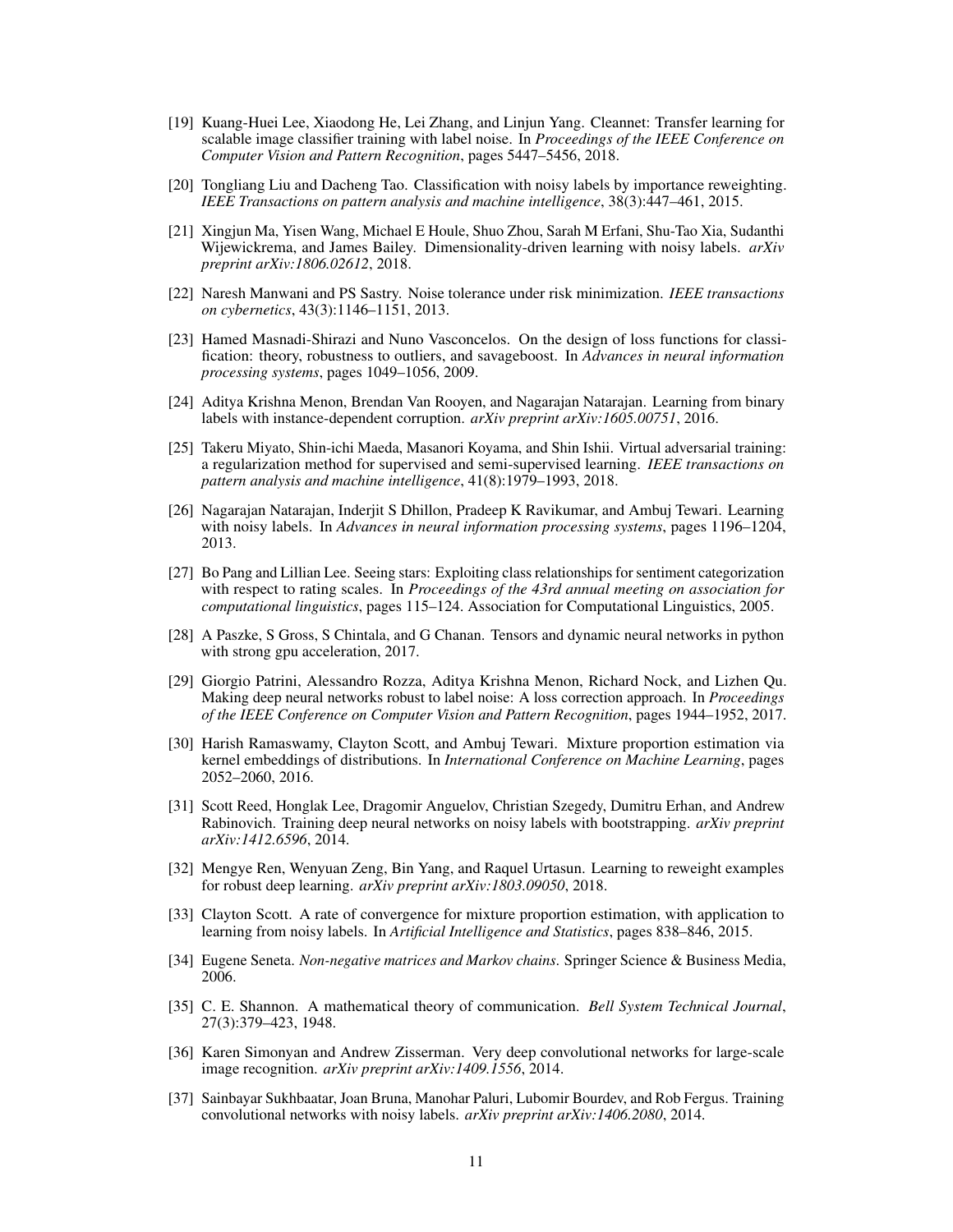[19] Kuang-Huei Lee, Xiaodong He, Lei Zhang, and Linjun Yang. Cleannet: Transfer learning for scalable image classifier training with label noise. In *Proceedings of the IEEE Conference on Computer Vision and Pattern Recognition*, pages 5447–5456, 2018.

[20] Tongliang Liu and Dacheng Tao. Classification with noisy labels by importance reweighting. *IEEE Transactions on pattern analysis and machine intelligence*, 38(3):447–461, 2015.

[21] Xingjun Ma, Yisen Wang, Michael E Houle, Shuo Zhou, Sarah M Erfani, Shu-Tao Xia, Sudanthi Wijewickrema, and James Bailey. Dimensionality-driven learning with noisy labels. *arXiv preprint arXiv:1806.02612*, 2018.

[22] Naresh Manwani and PS Sastry. Noise tolerance under risk minimization. *IEEE transactions on cybernetics*, 43(3):1146–1151, 2013.

[23] Hamed Masnadi-Shirazi and Nuno Vasconcelos. On the design of loss functions for classification: theory, robustness to outliers, and savageboost. In *Advances in neural information processing systems*, pages 1049–1056, 2009.

[24] Aditya Krishna Menon, Brendan Van Rooyen, and Nagarajan Natarajan. Learning from binary labels with instance-dependent corruption. *arXiv preprint arXiv:1605.00751*, 2016.

[25] Takeru Miyato, Shin-ichi Maeda, Masanori Koyama, and Shin Ishii. Virtual adversarial training: a regularization method for supervised and semi-supervised learning. *IEEE transactions on pattern analysis and machine intelligence*, 41(8):1979–1993, 2018.

[26] Nagarajan Natarajan, Inderjit S Dhillon, Pradeep K Ravikumar, and Ambuj Tewari. Learning with noisy labels. In *Advances in neural information processing systems*, pages 1196–1204, 2013.

[27] Bo Pang and Lillian Lee. Seeing stars: Exploiting class relationships for sentiment categorization with respect to rating scales. In *Proceedings of the 43rd annual meeting on association for computational linguistics*, pages 115–124. Association for Computational Linguistics, 2005.

[28] A Paszke, S Gross, S Chintala, and G Chanan. Tensors and dynamic neural networks in python with strong gpu acceleration, 2017.

[29] Giorgio Patrini, Alessandro Rozza, Aditya Krishna Menon, Richard Nock, and Lizhen Qu. Making deep neural networks robust to label noise: A loss correction approach. In *Proceedings of the IEEE Conference on Computer Vision and Pattern Recognition*, pages 1944–1952, 2017.

[30] Harish Ramaswamy, Clayton Scott, and Ambuj Tewari. Mixture proportion estimation via kernel embeddings of distributions. In *International Conference on Machine Learning*, pages 2052–2060, 2016.

[31] Scott Reed, Honglak Lee, Dragomir Anguelov, Christian Szegedy, Dumitru Erhan, and Andrew Rabinovich. Training deep neural networks on noisy labels with bootstrapping. *arXiv preprint arXiv:1412.6596*, 2014.

[32] Mengye Ren, Wenyuan Zeng, Bin Yang, and Raquel Urtasun. Learning to reweight examples for robust deep learning. *arXiv preprint arXiv:1803.09050*, 2018.

[33] Clayton Scott. A rate of convergence for mixture proportion estimation, with application to learning from noisy labels. In *Artificial Intelligence and Statistics*, pages 838–846, 2015.

[34] Eugene Seneta. *Non-negative matrices and Markov chains*. Springer Science & Business Media, 2006.

[35] C. E. Shannon. A mathematical theory of communication. *Bell System Technical Journal*, 27(3):379–423, 1948.

[36] Karen Simonyan and Andrew Zisserman. Very deep convolutional networks for large-scale image recognition. *arXiv preprint arXiv:1409.1556*, 2014.

[37] Sainbayar Sukhbaatar, Joan Bruna, Manohar Paluri, Lubomir Bourdev, and Rob Fergus. Training convolutional networks with noisy labels. *arXiv preprint arXiv:1406.2080*, 2014.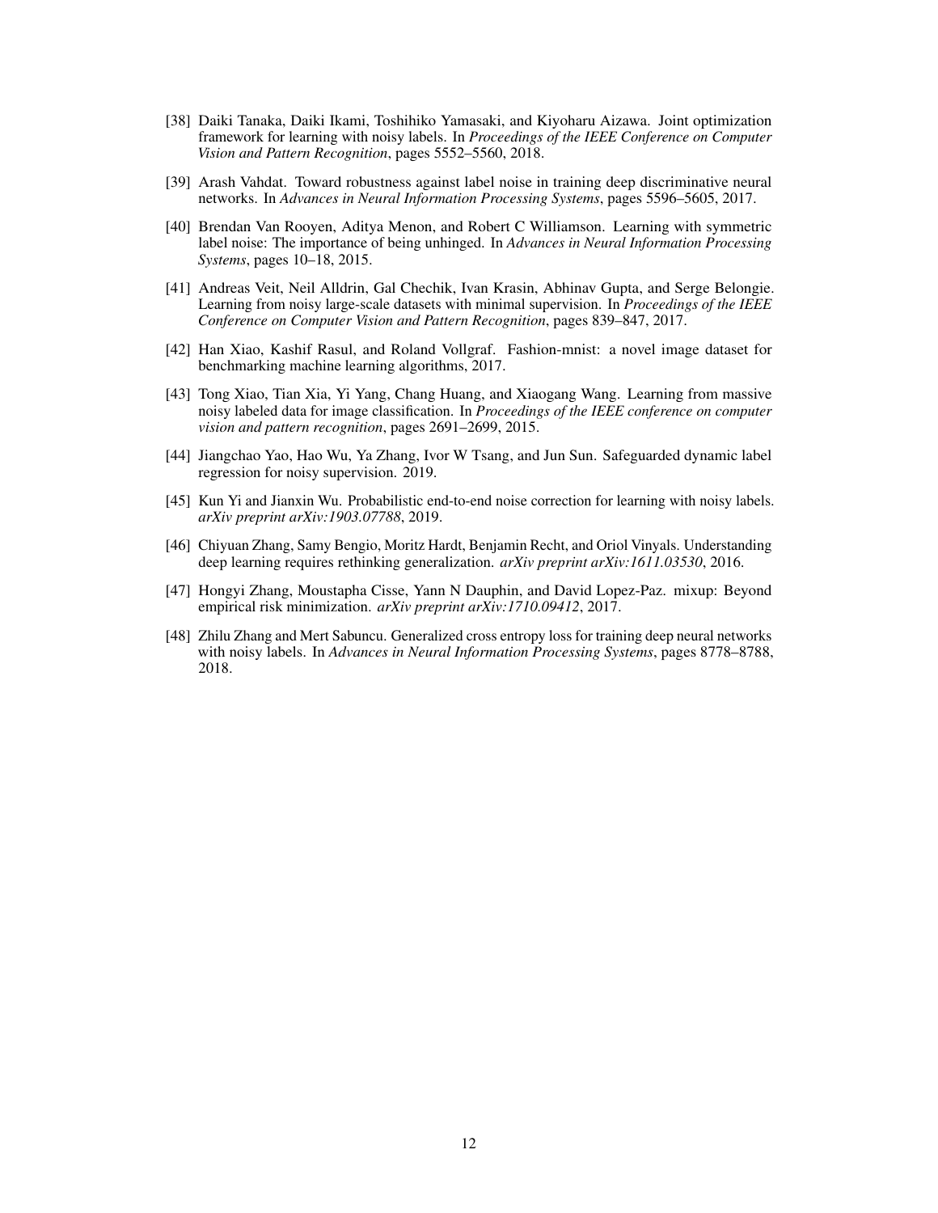[38] Daiki Tanaka, Daiki Ikami, Toshihiko Yamasaki, and Kiyoharu Aizawa. Joint optimization framework for learning with noisy labels. In *Proceedings of the IEEE Conference on Computer Vision and Pattern Recognition*, pages 5552–5560, 2018.

[39] Arash Vahdat. Toward robustness against label noise in training deep discriminative neural networks. In *Advances in Neural Information Processing Systems*, pages 5596–5605, 2017.

[40] Brendan Van Rooyen, Aditya Menon, and Robert C Williamson. Learning with symmetric label noise: The importance of being unhinged. In *Advances in Neural Information Processing Systems*, pages 10–18, 2015.

[41] Andreas Veit, Neil Alldrin, Gal Chechik, Ivan Krasin, Abhinav Gupta, and Serge Belongie. Learning from noisy large-scale datasets with minimal supervision. In *Proceedings of the IEEE Conference on Computer Vision and Pattern Recognition*, pages 839–847, 2017.

[42] Han Xiao, Kashif Rasul, and Roland Vollgraf. Fashion-mnist: a novel image dataset for benchmarking machine learning algorithms, 2017.

[43] Tong Xiao, Tian Xia, Yi Yang, Chang Huang, and Xiaogang Wang. Learning from massive noisy labeled data for image classification. In *Proceedings of the IEEE conference on computer vision and pattern recognition*, pages 2691–2699, 2015.

[44] Jiangchao Yao, Hao Wu, Ya Zhang, Ivor W Tsang, and Jun Sun. Safeguarded dynamic label regression for noisy supervision. 2019.

[45] Kun Yi and Jianxin Wu. Probabilistic end-to-end noise correction for learning with noisy labels. *arXiv preprint arXiv:1903.07788*, 2019.

[46] Chiyuan Zhang, Samy Bengio, Moritz Hardt, Benjamin Recht, and Oriol Vinyals. Understanding deep learning requires rethinking generalization. *arXiv preprint arXiv:1611.03530*, 2016.

[47] Hongyi Zhang, Moustapha Cisse, Yann N Dauphin, and David Lopez-Paz. mixup: Beyond empirical risk minimization. *arXiv preprint arXiv:1710.09412*, 2017.

[48] Zhilu Zhang and Mert Sabuncu. Generalized cross entropy loss for training deep neural networks with noisy labels. In *Advances in Neural Information Processing Systems*, pages 8778–8788, 2018.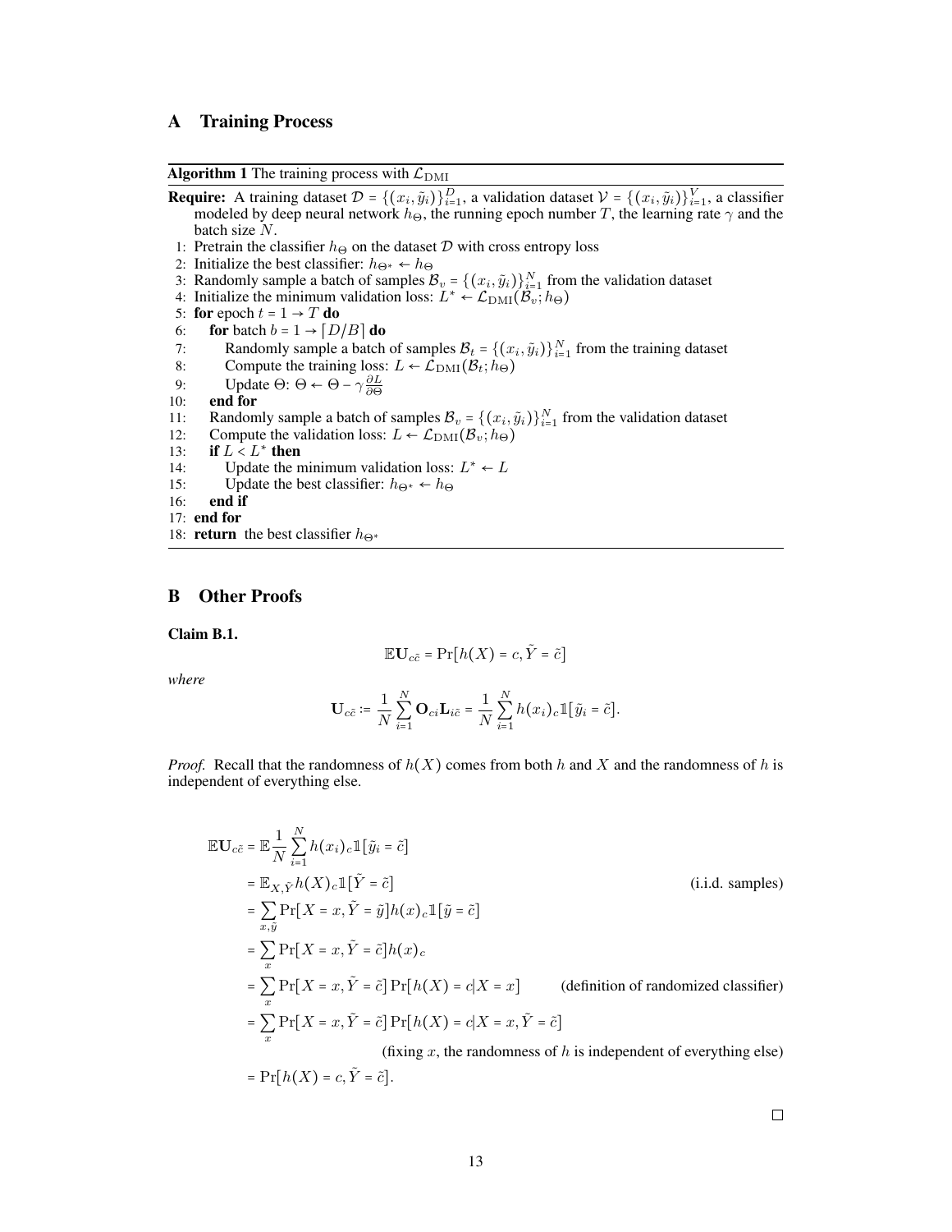## A Training Process

**Algorithm 1** The training process with $\mathcal{L}_{\text{DMI}}$

**Require:** A training dataset $\mathcal{D} = \{(x_i, \tilde{y}_i)\}_{i=1}^{D}$, a validation dataset $\mathcal{V} = \{(x_i, \tilde{y}_i)\}_{i=1}^{V}$, a classifier modeled by deep neural network $h_\Theta$, the running epoch number $T$, the learning rate $\gamma$ and the batch size $N$.

1: Pretrain the classifier $h_\Theta$ on the dataset $\mathcal{D}$ with cross entropy loss
2: Initialize the best classifier: $h_{\Theta^*} \leftarrow h_\Theta$
3: Randomly sample a batch of samples $\mathcal{B}_v = \{(x_i, \tilde{y}_i)\}_{i=1}^{N}$ from the validation dataset
4: Initialize the minimum validation loss: $L^* \leftarrow \mathcal{L}_{\text{DMI}}(\mathcal{B}_v; h_\Theta)$
5: **for** epoch $t = 1 \rightarrow T$ **do**
6: &nbsp;&nbsp;&nbsp;&nbsp;**for** batch $b = 1 \rightarrow \lceil D/B \rceil$ **do**
7: &nbsp;&nbsp;&nbsp;&nbsp;&nbsp;&nbsp;&nbsp;&nbsp;Randomly sample a batch of samples $\mathcal{B}_t = \{(x_i, \tilde{y}_i)\}_{i=1}^{N}$ from the training dataset
8: &nbsp;&nbsp;&nbsp;&nbsp;&nbsp;&nbsp;&nbsp;&nbsp;Compute the training loss: $L \leftarrow \mathcal{L}_{\text{DMI}}(\mathcal{B}_t; h_\Theta)$
9: &nbsp;&nbsp;&nbsp;&nbsp;&nbsp;&nbsp;&nbsp;&nbsp;Update $\Theta$: $\Theta \leftarrow \Theta - \gamma \frac{\partial L}{\partial \Theta}$
10: &nbsp;&nbsp;&nbsp;**end for**
11: &nbsp;&nbsp;&nbsp;Randomly sample a batch of samples $\mathcal{B}_v = \{(x_i, \tilde{y}_i)\}_{i=1}^{N}$ from the validation dataset
12: &nbsp;&nbsp;&nbsp;Compute the validation loss: $L \leftarrow \mathcal{L}_{\text{DMI}}(\mathcal{B}_v; h_\Theta)$
13: &nbsp;&nbsp;&nbsp;**if** $L < L^*$ **then**
14: &nbsp;&nbsp;&nbsp;&nbsp;&nbsp;&nbsp;&nbsp;&nbsp;Update the minimum validation loss: $L^* \leftarrow L$
15: &nbsp;&nbsp;&nbsp;&nbsp;&nbsp;&nbsp;&nbsp;&nbsp;Update the best classifier: $h_{\Theta^*} \leftarrow h_\Theta$
16: &nbsp;&nbsp;&nbsp;**end if**
17: **end for**
18: **return** the best classifier $h_{\Theta^*}$

## B Other Proofs

**Claim B.1.**

$$\mathbb{E}\mathbf{U}_{c\tilde{c}} = \Pr[h(X) = c, \tilde{Y} = \tilde{c}]$$

*where*

$$\mathbf{U}_{c\tilde{c}} := \frac{1}{N}\sum_{i=1}^{N} \mathbf{O}_{ci}\mathbf{L}_{i\tilde{c}} = \frac{1}{N}\sum_{i=1}^{N} h(x_i)_c \mathbb{1}[\tilde{y}_i = \tilde{c}].$$

*Proof.* Recall that the randomness of $h(X)$ comes from both $h$ and $X$ and the randomness of $h$ is independent of everything else.

$$\begin{aligned}
\mathbb{E}\mathbf{U}_{c\tilde{c}} &= \mathbb{E}\frac{1}{N}\sum_{i=1}^{N} h(x_i)_c \mathbb{1}[\tilde{y}_i = \tilde{c}] \\
&= \mathbb{E}_{X,\tilde{Y}} h(X)_c \mathbb{1}[\tilde{Y} = \tilde{c}] && \text{(i.i.d. samples)} \\
&= \sum_{x,\tilde{y}} \Pr[X = x, \tilde{Y} = \tilde{y}] h(x)_c \mathbb{1}[\tilde{y} = \tilde{c}] \\
&= \sum_{x} \Pr[X = x, \tilde{Y} = \tilde{c}] h(x)_c \\
&= \sum_{x} \Pr[X = x, \tilde{Y} = \tilde{c}] \Pr[h(X) = c | X = x] && \text{(definition of randomized classifier)} \\
&= \sum_{x} \Pr[X = x, \tilde{Y} = \tilde{c}] \Pr[h(X) = c | X = x, \tilde{Y} = \tilde{c}] \\
& && \text{(fixing } x\text{, the randomness of } h \text{ is independent of everything else)} \\
&= \Pr[h(X) = c, \tilde{Y} = \tilde{c}].
\end{aligned}$$

□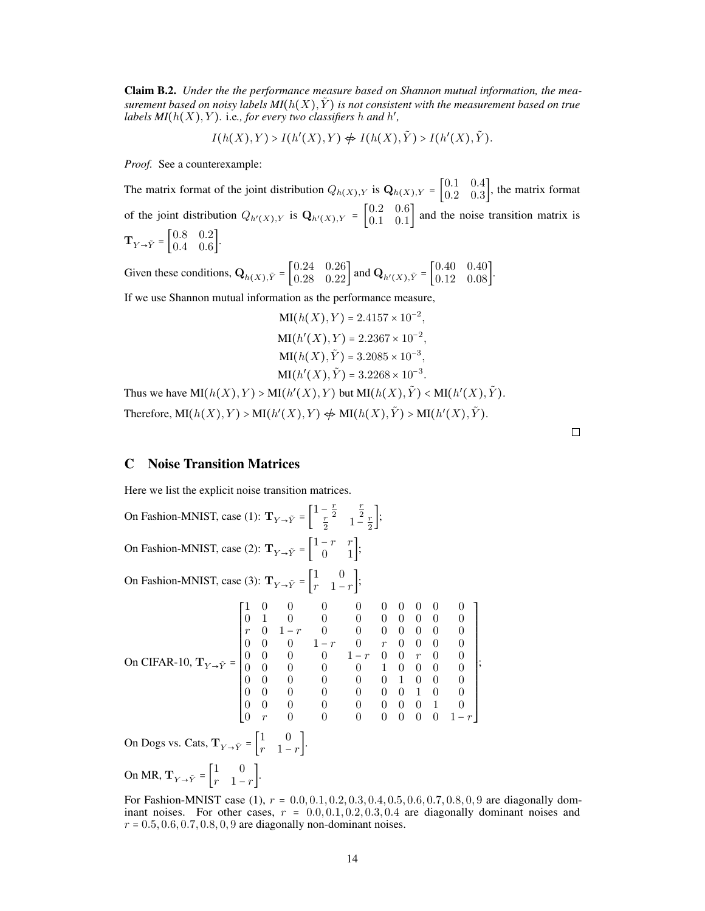**Claim B.2.** *Under the the performance measure based on Shannon mutual information, the measurement based on noisy labels MI($h(X), \tilde{Y}$) is not consistent with the measurement based on true labels MI($h(X), Y$).* i.e.*, for every two classifiers $h$ and $h'$,*

$$I(h(X),Y) > I(h'(X),Y) \not\Leftrightarrow I(h(X),\tilde{Y}) > I(h'(X),\tilde{Y}).$$

*Proof.* See a counterexample:

The matrix format of the joint distribution $Q_{h(X),Y}$ is $\mathbf{Q}_{h(X),Y} = \begin{bmatrix} 0.1 & 0.4 \\ 0.2 & 0.3 \end{bmatrix}$, the matrix format of the joint distribution $Q_{h'(X),Y}$ is $\mathbf{Q}_{h'(X),Y} = \begin{bmatrix} 0.2 & 0.6 \\ 0.1 & 0.1 \end{bmatrix}$ and the noise transition matrix is $\mathbf{T}_{Y\to\tilde{Y}} = \begin{bmatrix} 0.8 & 0.2 \\ 0.4 & 0.6 \end{bmatrix}$.

Given these conditions, $\mathbf{Q}_{h(X),\tilde{Y}} = \begin{bmatrix} 0.24 & 0.26 \\ 0.28 & 0.22 \end{bmatrix}$ and $\mathbf{Q}_{h'(X),\tilde{Y}} = \begin{bmatrix} 0.40 & 0.40 \\ 0.12 & 0.08 \end{bmatrix}$.

If we use Shannon mutual information as the performance measure,

$$\text{MI}(h(X),Y) = 2.4157 \times 10^{-2},$$
$$\text{MI}(h'(X),Y) = 2.2367 \times 10^{-2},$$
$$\text{MI}(h(X),\tilde{Y}) = 3.2085 \times 10^{-3},$$
$$\text{MI}(h'(X),\tilde{Y}) = 3.2268 \times 10^{-3}.$$

Thus we have $\text{MI}(h(X),Y) > \text{MI}(h'(X),Y)$ but $\text{MI}(h(X),\tilde{Y}) < \text{MI}(h'(X),\tilde{Y})$.

Therefore, $\text{MI}(h(X),Y) > \text{MI}(h'(X),Y) \not\Leftrightarrow \text{MI}(h(X),\tilde{Y}) > \text{MI}(h'(X),\tilde{Y})$. □

## C Noise Transition Matrices

Here we list the explicit noise transition matrices.

On Fashion-MNIST, case (1): $\mathbf{T}_{Y\to\tilde{Y}} = \begin{bmatrix} 1-\frac{r}{2} & \frac{r}{2} \\ \frac{r}{2} & 1-\frac{r}{2} \end{bmatrix}$;

On Fashion-MNIST, case (2): $\mathbf{T}_{Y\to\tilde{Y}} = \begin{bmatrix} 1-r & r \\ 0 & 1 \end{bmatrix}$;

On Fashion-MNIST, case (3): $\mathbf{T}_{Y\to\tilde{Y}} = \begin{bmatrix} 1 & 0 \\ r & 1-r \end{bmatrix}$;

On CIFAR-10, $\mathbf{T}_{Y\to\tilde{Y}} = \begin{bmatrix} 1 & 0 & 0 & 0 & 0 & 0 & 0 & 0 & 0 & 0 \\ 0 & 1 & 0 & 0 & 0 & 0 & 0 & 0 & 0 & 0 \\ r & 0 & 1-r & 0 & 0 & 0 & 0 & 0 & 0 & 0 \\ 0 & 0 & 0 & 1-r & 0 & r & 0 & 0 & 0 & 0 \\ 0 & 0 & 0 & 0 & 1-r & 0 & 0 & r & 0 & 0 \\ 0 & 0 & 0 & 0 & 0 & 1 & 0 & 0 & 0 & 0 \\ 0 & 0 & 0 & 0 & 0 & 0 & 1 & 0 & 0 & 0 \\ 0 & 0 & 0 & 0 & 0 & 0 & 0 & 1 & 0 & 0 \\ 0 & 0 & 0 & 0 & 0 & 0 & 0 & 0 & 1 & 0 \\ 0 & r & 0 & 0 & 0 & 0 & 0 & 0 & 0 & 1-r \end{bmatrix}$;

On Dogs vs. Cats, $\mathbf{T}_{Y\to\tilde{Y}} = \begin{bmatrix} 1 & 0 \\ r & 1-r \end{bmatrix}$.

On MR, $\mathbf{T}_{Y\to\tilde{Y}} = \begin{bmatrix} 1 & 0 \\ r & 1-r \end{bmatrix}$.

For Fashion-MNIST case (1), $r = 0.0, 0.1, 0.2, 0.3, 0.4, 0.5, 0.6, 0.7, 0.8, 0, 9$ are diagonally dominant noises. For other cases, $r = 0.0, 0.1, 0.2, 0.3, 0.4$ are diagonally dominant noises and $r = 0.5, 0.6, 0.7, 0.8, 0, 9$ are diagonally non-dominant noises.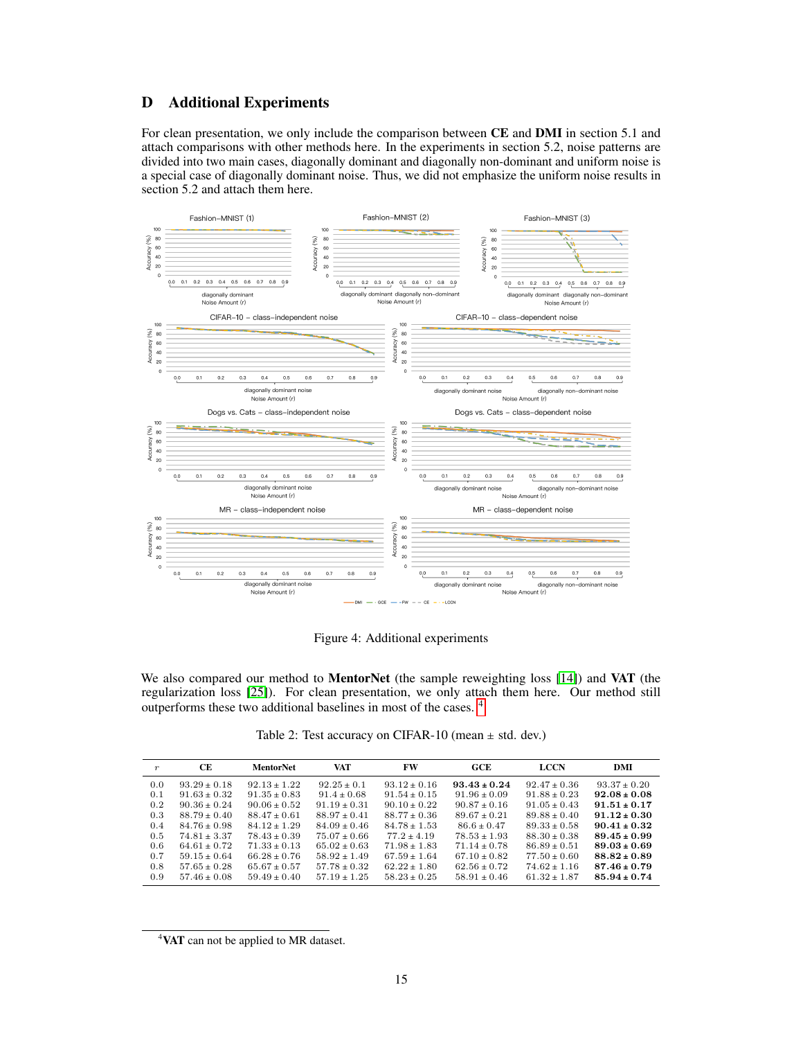# D Additional Experiments

For clean presentation, we only include the comparison between **CE** and **DMI** in section 5.1 and attach comparisons with other methods here. In the experiments in section 5.2, noise patterns are divided into two main cases, diagonally dominant and diagonally non-dominant and uniform noise is a special case of diagonally dominant noise. Thus, we did not emphasize the uniform noise results in section 5.2 and attach them here.

Figure 4: Additional experiments

We also compared our method to **MentorNet** (the sample reweighting loss [14]) and **VAT** (the regularization loss [25]). For clean presentation, we only attach them here. Our method still outperforms these two additional baselines in most of the cases. [4]

Table 2: Test accuracy on CIFAR-10 (mean ± std. dev.)

| $r$ | CE | MentorNet | VAT | FW | GCE | LCCN | DMI |
|---|---|---|---|---|---|---|---|
| 0.0 | $93.29 \pm 0.18$ | $92.13 \pm 1.22$ | $92.25 \pm 0.1$ | $93.12 \pm 0.16$ | $\mathbf{93.43 \pm 0.24}$ | $92.47 \pm 0.36$ | $93.37 \pm 0.20$ |
| 0.1 | $91.63 \pm 0.32$ | $91.35 \pm 0.83$ | $91.4 \pm 0.68$ | $91.54 \pm 0.15$ | $91.96 \pm 0.09$ | $91.88 \pm 0.23$ | $\mathbf{92.08 \pm 0.08}$ |
| 0.2 | $90.36 \pm 0.24$ | $90.06 \pm 0.52$ | $91.19 \pm 0.31$ | $90.10 \pm 0.22$ | $90.87 \pm 0.16$ | $91.05 \pm 0.43$ | $\mathbf{91.51 \pm 0.17}$ |
| 0.3 | $88.79 \pm 0.40$ | $88.47 \pm 0.61$ | $88.97 \pm 0.41$ | $88.77 \pm 0.36$ | $89.67 \pm 0.21$ | $89.88 \pm 0.40$ | $\mathbf{91.12 \pm 0.30}$ |
| 0.4 | $84.76 \pm 0.98$ | $84.12 \pm 1.29$ | $84.09 \pm 0.46$ | $84.78 \pm 1.53$ | $86.6 \pm 0.47$ | $89.33 \pm 0.58$ | $\mathbf{90.41 \pm 0.32}$ |
| 0.5 | $74.81 \pm 3.37$ | $78.43 \pm 0.39$ | $75.07 \pm 0.66$ | $77.2 \pm 4.19$ | $78.53 \pm 1.93$ | $88.30 \pm 0.38$ | $\mathbf{89.45 \pm 0.99}$ |
| 0.6 | $64.61 \pm 0.72$ | $71.33 \pm 0.13$ | $65.02 \pm 0.63$ | $71.98 \pm 1.83$ | $71.14 \pm 0.78$ | $86.89 \pm 0.51$ | $\mathbf{89.03 \pm 0.69}$ |
| 0.7 | $59.15 \pm 0.64$ | $66.28 \pm 0.76$ | $58.92 \pm 1.49$ | $67.59 \pm 1.64$ | $67.10 \pm 0.82$ | $77.50 \pm 0.60$ | $\mathbf{88.82 \pm 0.89}$ |
| 0.8 | $57.65 \pm 0.28$ | $65.67 \pm 0.57$ | $57.78 \pm 0.32$ | $62.22 \pm 1.80$ | $62.56 \pm 0.72$ | $74.62 \pm 1.16$ | $\mathbf{87.46 \pm 0.79}$ |
| 0.9 | $57.46 \pm 0.08$ | $59.49 \pm 0.40$ | $57.19 \pm 1.25$ | $58.23 \pm 0.25$ | $58.91 \pm 0.46$ | $61.32 \pm 1.87$ | $\mathbf{85.94 \pm 0.74}$ |

[4] **VAT** can not be applied to MR dataset.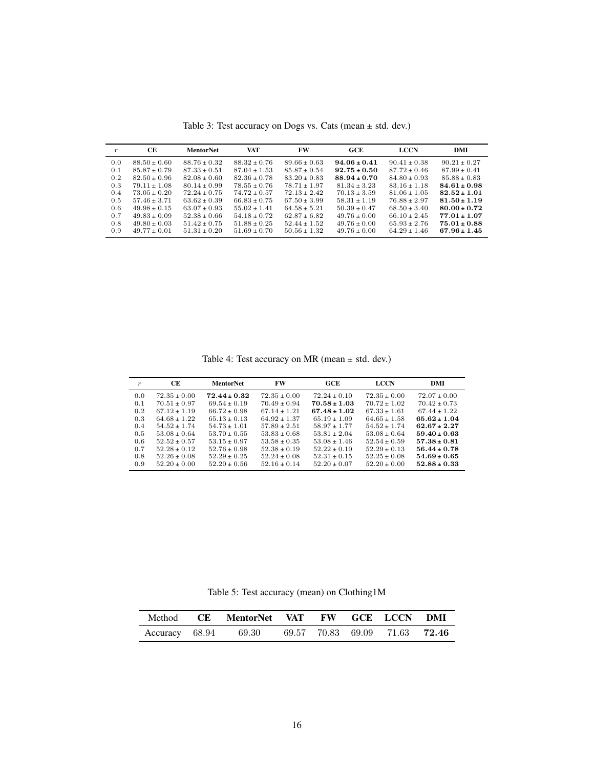Table 3: Test accuracy on Dogs vs. Cats (mean ± std. dev.)

| $r$ | CE | MentorNet | VAT | FW | GCE | LCCN | DMI |
|---|---|---|---|---|---|---|---|
| 0.0 | $88.50 \pm 0.60$ | $88.76 \pm 0.32$ | $88.32 \pm 0.76$ | $89.66 \pm 0.63$ | $\mathbf{94.06 \pm 0.41}$ | $90.41 \pm 0.38$ | $90.21 \pm 0.27$ |
| 0.1 | $85.87 \pm 0.79$ | $87.33 \pm 0.51$ | $87.04 \pm 1.53$ | $85.87 \pm 0.54$ | $\mathbf{92.75 \pm 0.50}$ | $87.72 \pm 0.46$ | $87.99 \pm 0.41$ |
| 0.2 | $82.50 \pm 0.96$ | $82.08 \pm 0.60$ | $82.36 \pm 0.78$ | $83.20 \pm 0.83$ | $\mathbf{88.94 \pm 0.70}$ | $84.80 \pm 0.93$ | $85.88 \pm 0.83$ |
| 0.3 | $79.11 \pm 1.08$ | $80.14 \pm 0.99$ | $78.55 \pm 0.76$ | $78.71 \pm 1.97$ | $81.34 \pm 3.23$ | $83.16 \pm 1.18$ | $\mathbf{84.61 \pm 0.98}$ |
| 0.4 | $73.05 \pm 0.20$ | $72.24 \pm 0.75$ | $74.72 \pm 0.57$ | $72.13 \pm 2.42$ | $70.13 \pm 3.59$ | $81.06 \pm 1.05$ | $\mathbf{82.52 \pm 1.01}$ |
| 0.5 | $57.46 \pm 3.71$ | $63.62 \pm 0.39$ | $66.83 \pm 0.75$ | $67.50 \pm 3.99$ | $58.31 \pm 1.19$ | $76.88 \pm 2.97$ | $\mathbf{81.50 \pm 1.19}$ |
| 0.6 | $49.98 \pm 0.15$ | $63.07 \pm 0.93$ | $55.02 \pm 1.41$ | $64.58 \pm 5.21$ | $50.39 \pm 0.47$ | $68.50 \pm 3.40$ | $\mathbf{80.00 \pm 0.72}$ |
| 0.7 | $49.83 \pm 0.09$ | $52.38 \pm 0.66$ | $54.18 \pm 0.72$ | $62.87 \pm 6.82$ | $49.76 \pm 0.00$ | $66.10 \pm 2.45$ | $\mathbf{77.01 \pm 1.07}$ |
| 0.8 | $49.80 \pm 0.03$ | $51.42 \pm 0.75$ | $51.88 \pm 0.25$ | $52.44 \pm 1.52$ | $49.76 \pm 0.00$ | $65.93 \pm 2.76$ | $\mathbf{75.01 \pm 0.88}$ |
| 0.9 | $49.77 \pm 0.01$ | $51.31 \pm 0.20$ | $51.69 \pm 0.70$ | $50.56 \pm 1.32$ | $49.76 \pm 0.00$ | $64.29 \pm 1.46$ | $\mathbf{67.96 \pm 1.45}$ |

Table 4: Test accuracy on MR (mean ± std. dev.)

| $r$ | CE | MentorNet | FW | GCE | LCCN | DMI |
|---|---|---|---|---|---|---|
| 0.0 | $72.35 \pm 0.00$ | $\mathbf{72.44 \pm 0.32}$ | $72.35 \pm 0.00$ | $72.24 \pm 0.10$ | $72.35 \pm 0.00$ | $72.07 \pm 0.00$ |
| 0.1 | $70.51 \pm 0.97$ | $69.54 \pm 0.19$ | $70.49 \pm 0.94$ | $\mathbf{70.58 \pm 1.03}$ | $70.72 \pm 1.02$ | $70.42 \pm 0.73$ |
| 0.2 | $67.12 \pm 1.19$ | $66.72 \pm 0.98$ | $67.14 \pm 1.21$ | $\mathbf{67.48 \pm 1.02}$ | $67.33 \pm 1.61$ | $67.44 \pm 1.22$ |
| 0.3 | $64.68 \pm 1.22$ | $65.13 \pm 0.13$ | $64.92 \pm 1.37$ | $65.19 \pm 1.09$ | $64.65 \pm 1.58$ | $\mathbf{65.62 \pm 1.04}$ |
| 0.4 | $54.52 \pm 1.74$ | $54.73 \pm 1.01$ | $57.89 \pm 2.51$ | $58.97 \pm 1.77$ | $54.52 \pm 1.74$ | $\mathbf{62.67 \pm 2.27}$ |
| 0.5 | $53.08 \pm 0.64$ | $53.70 \pm 0.55$ | $53.83 \pm 0.68$ | $53.81 \pm 2.04$ | $53.08 \pm 0.64$ | $\mathbf{59.40 \pm 0.63}$ |
| 0.6 | $52.52 \pm 0.57$ | $53.15 \pm 0.97$ | $53.58 \pm 0.35$ | $53.08 \pm 1.46$ | $52.54 \pm 0.59$ | $\mathbf{57.38 \pm 0.81}$ |
| 0.7 | $52.28 \pm 0.12$ | $52.76 \pm 0.98$ | $52.38 \pm 0.19$ | $52.22 \pm 0.10$ | $52.29 \pm 0.13$ | $\mathbf{56.44 \pm 0.78}$ |
| 0.8 | $52.26 \pm 0.08$ | $52.29 \pm 0.25$ | $52.24 \pm 0.08$ | $52.31 \pm 0.15$ | $52.25 \pm 0.08$ | $\mathbf{54.69 \pm 0.65}$ |
| 0.9 | $52.20 \pm 0.00$ | $52.20 \pm 0.56$ | $52.16 \pm 0.14$ | $52.20 \pm 0.07$ | $52.20 \pm 0.00$ | $\mathbf{52.88 \pm 0.33}$ |

Table 5: Test accuracy (mean) on Clothing1M

| Method | CE | MentorNet | VAT | FW | GCE | LCCN | DMI |
|---|---|---|---|---|---|---|---|
| Accuracy | 68.94 | 69.30 | 69.57 | 70.83 | 69.09 | 71.63 | **72.46** |